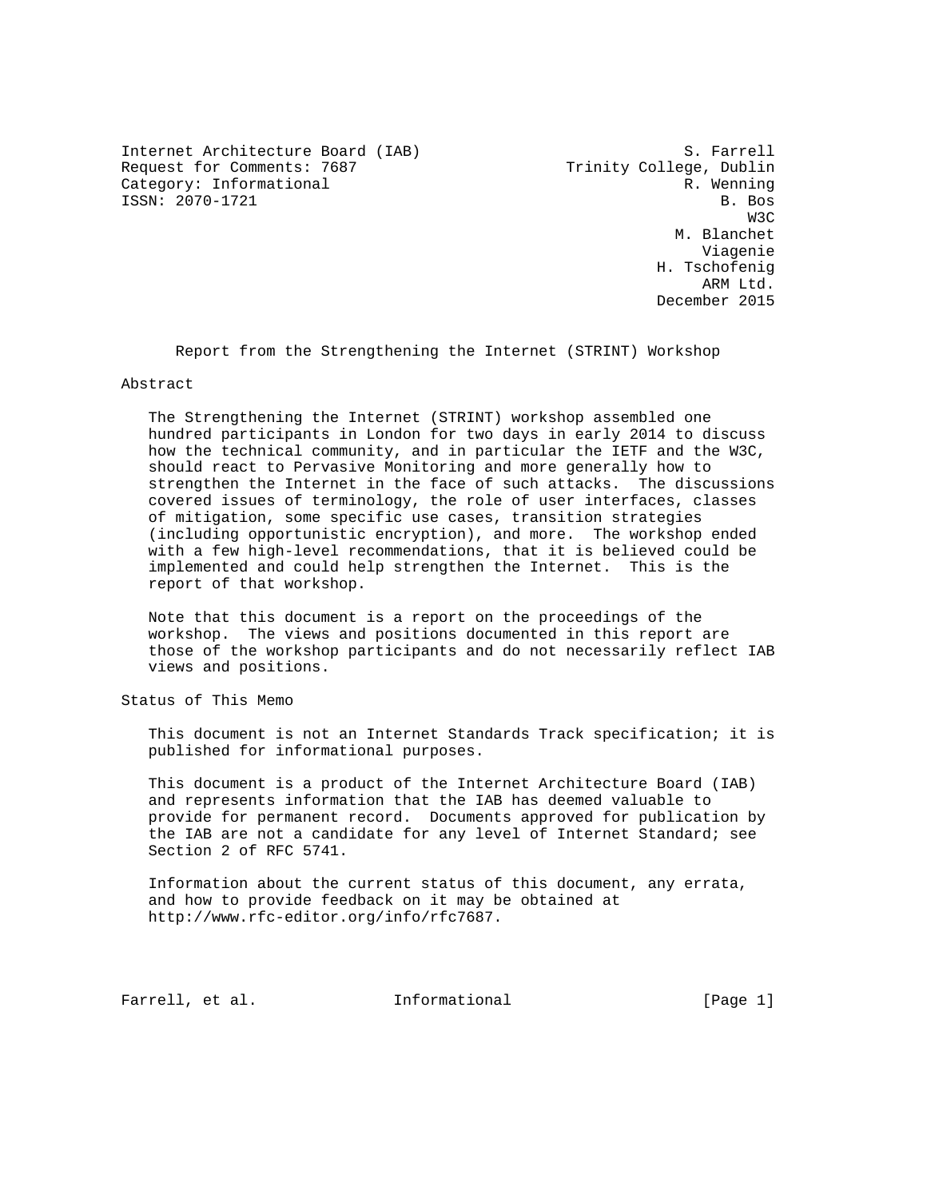Internet Architecture Board (IAB)
Request for Comments: 7687
Category: Informational
ISSN: 2070-1721

S. Farrell
Trinity College, Dublin
R. Wenning
B. Bos
W3C
M. Blanchet
Viagenie
H. Tschofenig
ARM Ltd.
December 2015

# Report from the Strengthening the Internet (STRINT) Workshop

## Abstract

The Strengthening the Internet (STRINT) workshop assembled one hundred participants in London for two days in early 2014 to discuss how the technical community, and in particular the IETF and the W3C, should react to Pervasive Monitoring and more generally how to strengthen the Internet in the face of such attacks. The discussions covered issues of terminology, the role of user interfaces, classes of mitigation, some specific use cases, transition strategies (including opportunistic encryption), and more. The workshop ended with a few high-level recommendations, that it is believed could be implemented and could help strengthen the Internet. This is the report of that workshop.

Note that this document is a report on the proceedings of the workshop. The views and positions documented in this report are those of the workshop participants and do not necessarily reflect IAB views and positions.

## Status of This Memo

This document is not an Internet Standards Track specification; it is published for informational purposes.

This document is a product of the Internet Architecture Board (IAB) and represents information that the IAB has deemed valuable to provide for permanent record. Documents approved for publication by the IAB are not a candidate for any level of Internet Standard; see Section 2 of RFC 5741.

Information about the current status of this document, any errata, and how to provide feedback on it may be obtained at http://www.rfc-editor.org/info/rfc7687.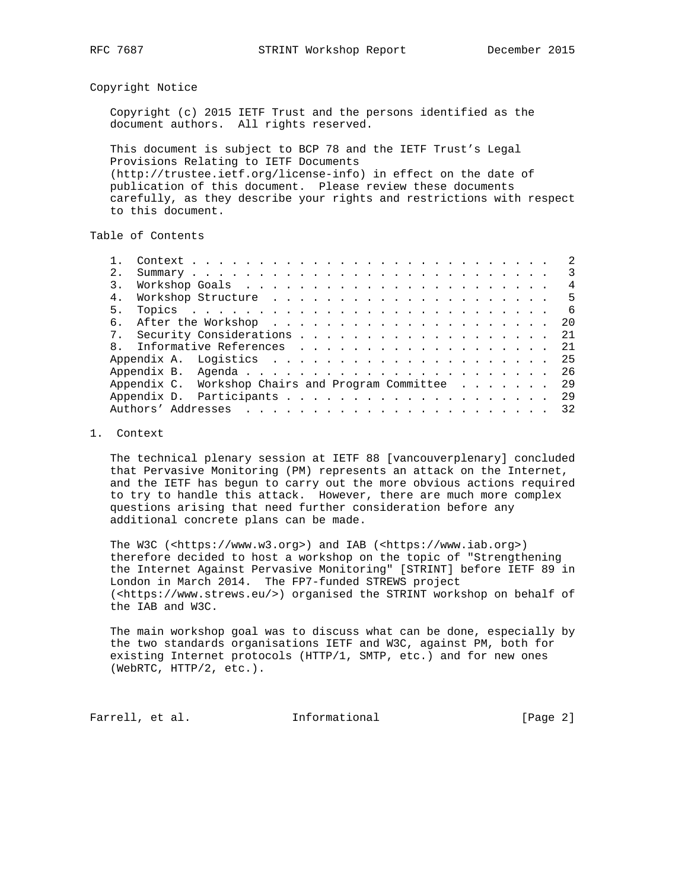## Copyright Notice

Copyright (c) 2015 IETF Trust and the persons identified as the document authors. All rights reserved.

This document is subject to BCP 78 and the IETF Trust's Legal Provisions Relating to IETF Documents (http://trustee.ietf.org/license-info) in effect on the date of publication of this document. Please review these documents carefully, as they describe your rights and restrictions with respect to this document.

## Table of Contents

```
   1.  Context . . . . . . . . . . . . . . . . . . . . . . . . . . .   2
   2.  Summary . . . . . . . . . . . . . . . . . . . . . . . . . . .   3
   3.  Workshop Goals  . . . . . . . . . . . . . . . . . . . . . . .   4
   4.  Workshop Structure  . . . . . . . . . . . . . . . . . . . . .   5
   5.  Topics  . . . . . . . . . . . . . . . . . . . . . . . . . . .   6
   6.  After the Workshop  . . . . . . . . . . . . . . . . . . . . .  20
   7.  Security Considerations . . . . . . . . . . . . . . . . . . .  21
   8.  Informative References  . . . . . . . . . . . . . . . . . . .  21
   Appendix A.  Logistics  . . . . . . . . . . . . . . . . . . . . .  25
   Appendix B.  Agenda . . . . . . . . . . . . . . . . . . . . . . .  26
   Appendix C.  Workshop Chairs and Program Committee  . . . . . . .  29
   Appendix D.  Participants . . . . . . . . . . . . . . . . . . . .  29
   Authors' Addresses  . . . . . . . . . . . . . . . . . . . . . . .  32
```

## 1. Context

The technical plenary session at IETF 88 [vancouverplenary] concluded that Pervasive Monitoring (PM) represents an attack on the Internet, and the IETF has begun to carry out the more obvious actions required to try to handle this attack. However, there are much more complex questions arising that need further consideration before any additional concrete plans can be made.

The W3C (<https://www.w3.org>) and IAB (<https://www.iab.org>) therefore decided to host a workshop on the topic of "Strengthening the Internet Against Pervasive Monitoring" [STRINT] before IETF 89 in London in March 2014. The FP7-funded STREWS project (<https://www.strews.eu/>) organised the STRINT workshop on behalf of the IAB and W3C.

The main workshop goal was to discuss what can be done, especially by the two standards organisations IETF and W3C, against PM, both for existing Internet protocols (HTTP/1, SMTP, etc.) and for new ones (WebRTC, HTTP/2, etc.).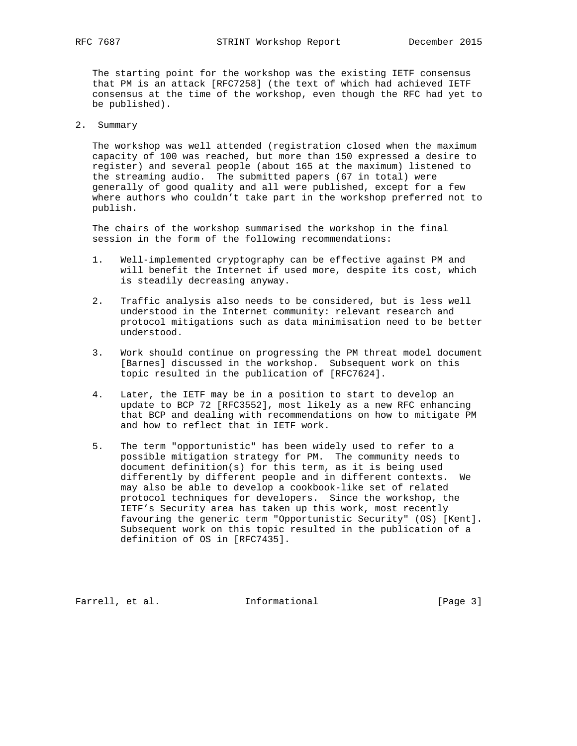The starting point for the workshop was the existing IETF consensus that PM is an attack [RFC7258] (the text of which had achieved IETF consensus at the time of the workshop, even though the RFC had yet to be published).

## 2. Summary

The workshop was well attended (registration closed when the maximum capacity of 100 was reached, but more than 150 expressed a desire to register) and several people (about 165 at the maximum) listened to the streaming audio. The submitted papers (67 in total) were generally of good quality and all were published, except for a few where authors who couldn't take part in the workshop preferred not to publish.

The chairs of the workshop summarised the workshop in the final session in the form of the following recommendations:

1. Well-implemented cryptography can be effective against PM and will benefit the Internet if used more, despite its cost, which is steadily decreasing anyway.

2. Traffic analysis also needs to be considered, but is less well understood in the Internet community: relevant research and protocol mitigations such as data minimisation need to be better understood.

3. Work should continue on progressing the PM threat model document [Barnes] discussed in the workshop. Subsequent work on this topic resulted in the publication of [RFC7624].

4. Later, the IETF may be in a position to start to develop an update to BCP 72 [RFC3552], most likely as a new RFC enhancing that BCP and dealing with recommendations on how to mitigate PM and how to reflect that in IETF work.

5. The term "opportunistic" has been widely used to refer to a possible mitigation strategy for PM. The community needs to document definition(s) for this term, as it is being used differently by different people and in different contexts. We may also be able to develop a cookbook-like set of related protocol techniques for developers. Since the workshop, the IETF's Security area has taken up this work, most recently favouring the generic term "Opportunistic Security" (OS) [Kent]. Subsequent work on this topic resulted in the publication of a definition of OS in [RFC7435].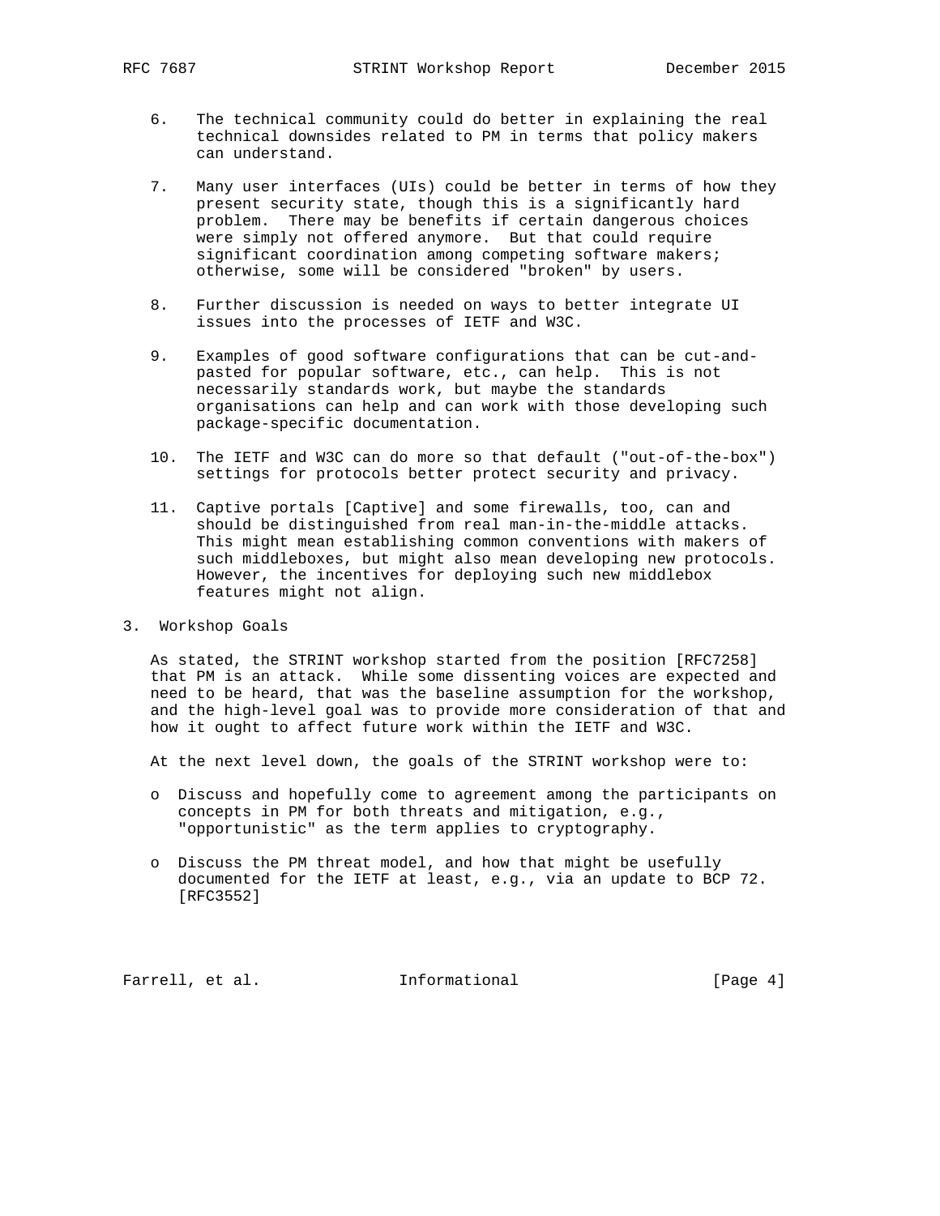6. The technical community could do better in explaining the real technical downsides related to PM in terms that policy makers can understand.

7. Many user interfaces (UIs) could be better in terms of how they present security state, though this is a significantly hard problem. There may be benefits if certain dangerous choices were simply not offered anymore. But that could require significant coordination among competing software makers; otherwise, some will be considered "broken" by users.

8. Further discussion is needed on ways to better integrate UI issues into the processes of IETF and W3C.

9. Examples of good software configurations that can be cut-and-pasted for popular software, etc., can help. This is not necessarily standards work, but maybe the standards organisations can help and can work with those developing such package-specific documentation.

10. The IETF and W3C can do more so that default ("out-of-the-box") settings for protocols better protect security and privacy.

11. Captive portals [Captive] and some firewalls, too, can and should be distinguished from real man-in-the-middle attacks. This might mean establishing common conventions with makers of such middleboxes, but might also mean developing new protocols. However, the incentives for deploying such new middlebox features might not align.

## 3. Workshop Goals

As stated, the STRINT workshop started from the position [RFC7258] that PM is an attack. While some dissenting voices are expected and need to be heard, that was the baseline assumption for the workshop, and the high-level goal was to provide more consideration of that and how it ought to affect future work within the IETF and W3C.

At the next level down, the goals of the STRINT workshop were to:

- Discuss and hopefully come to agreement among the participants on concepts in PM for both threats and mitigation, e.g., "opportunistic" as the term applies to cryptography.
- Discuss the PM threat model, and how that might be usefully documented for the IETF at least, e.g., via an update to BCP 72. [RFC3552]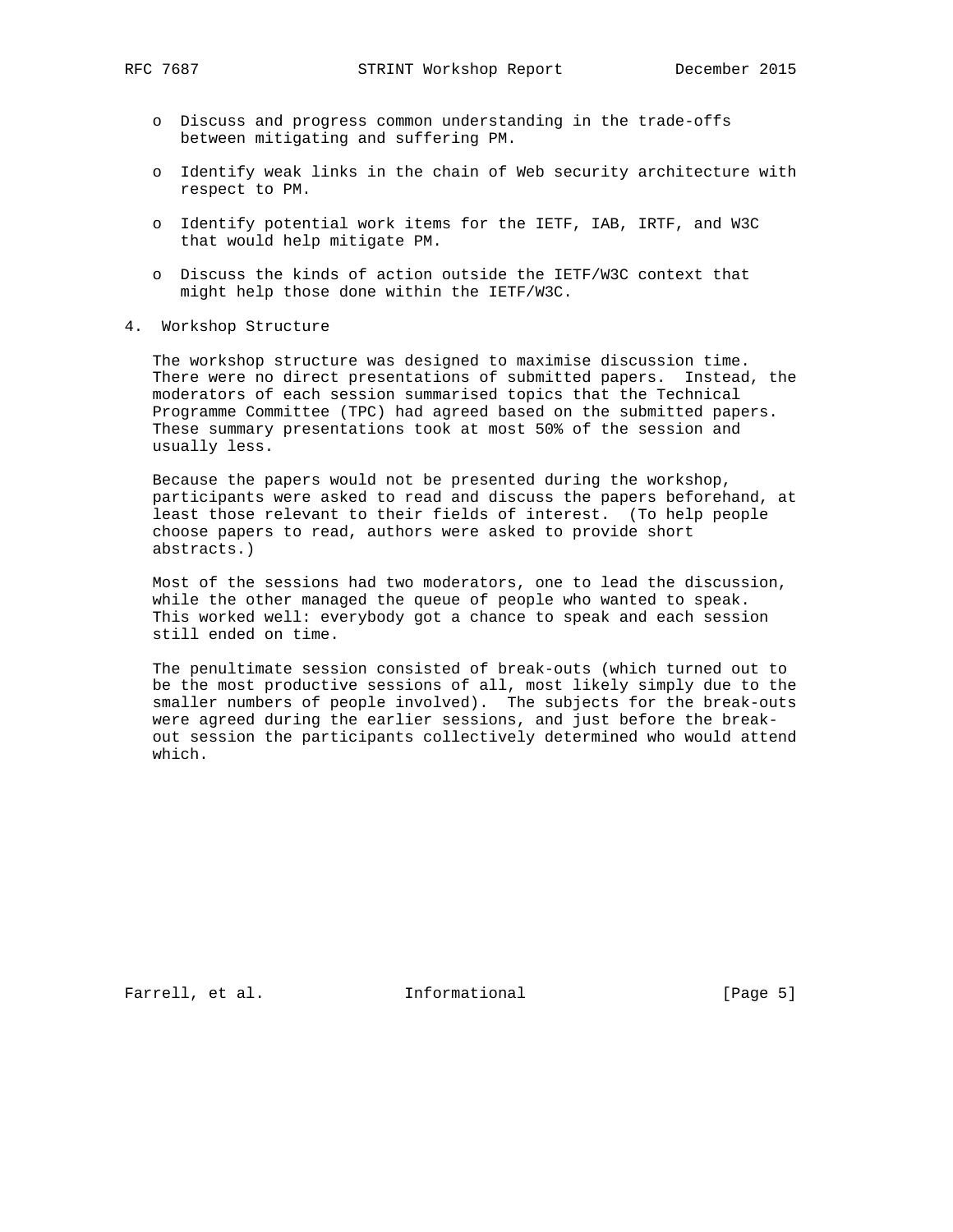- Discuss and progress common understanding in the trade-offs between mitigating and suffering PM.
- Identify weak links in the chain of Web security architecture with respect to PM.
- Identify potential work items for the IETF, IAB, IRTF, and W3C that would help mitigate PM.
- Discuss the kinds of action outside the IETF/W3C context that might help those done within the IETF/W3C.

## 4. Workshop Structure

The workshop structure was designed to maximise discussion time. There were no direct presentations of submitted papers. Instead, the moderators of each session summarised topics that the Technical Programme Committee (TPC) had agreed based on the submitted papers. These summary presentations took at most 50% of the session and usually less.

Because the papers would not be presented during the workshop, participants were asked to read and discuss the papers beforehand, at least those relevant to their fields of interest. (To help people choose papers to read, authors were asked to provide short abstracts.)

Most of the sessions had two moderators, one to lead the discussion, while the other managed the queue of people who wanted to speak. This worked well: everybody got a chance to speak and each session still ended on time.

The penultimate session consisted of break-outs (which turned out to be the most productive sessions of all, most likely simply due to the smaller numbers of people involved). The subjects for the break-outs were agreed during the earlier sessions, and just before the break-out session the participants collectively determined who would attend which.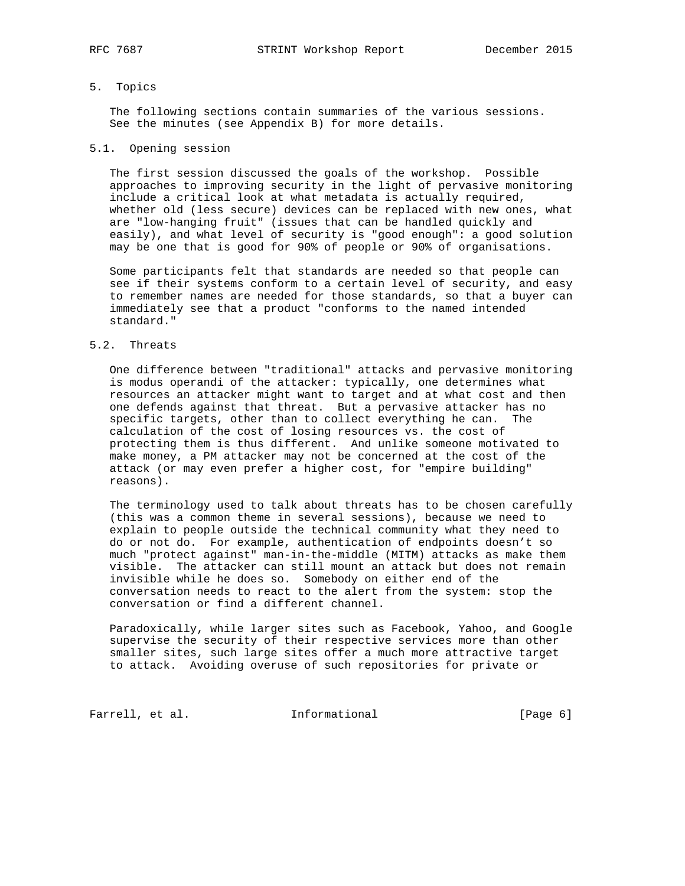## 5. Topics

The following sections contain summaries of the various sessions. See the minutes (see Appendix B) for more details.

### 5.1. Opening session

The first session discussed the goals of the workshop. Possible approaches to improving security in the light of pervasive monitoring include a critical look at what metadata is actually required, whether old (less secure) devices can be replaced with new ones, what are "low-hanging fruit" (issues that can be handled quickly and easily), and what level of security is "good enough": a good solution may be one that is good for 90% of people or 90% of organisations.

Some participants felt that standards are needed so that people can see if their systems conform to a certain level of security, and easy to remember names are needed for those standards, so that a buyer can immediately see that a product "conforms to the named intended standard."

### 5.2. Threats

One difference between "traditional" attacks and pervasive monitoring is modus operandi of the attacker: typically, one determines what resources an attacker might want to target and at what cost and then one defends against that threat. But a pervasive attacker has no specific targets, other than to collect everything he can. The calculation of the cost of losing resources vs. the cost of protecting them is thus different. And unlike someone motivated to make money, a PM attacker may not be concerned at the cost of the attack (or may even prefer a higher cost, for "empire building" reasons).

The terminology used to talk about threats has to be chosen carefully (this was a common theme in several sessions), because we need to explain to people outside the technical community what they need to do or not do. For example, authentication of endpoints doesn’t so much "protect against" man-in-the-middle (MITM) attacks as make them visible. The attacker can still mount an attack but does not remain invisible while he does so. Somebody on either end of the conversation needs to react to the alert from the system: stop the conversation or find a different channel.

Paradoxically, while larger sites such as Facebook, Yahoo, and Google supervise the security of their respective services more than other smaller sites, such large sites offer a much more attractive target to attack. Avoiding overuse of such repositories for private or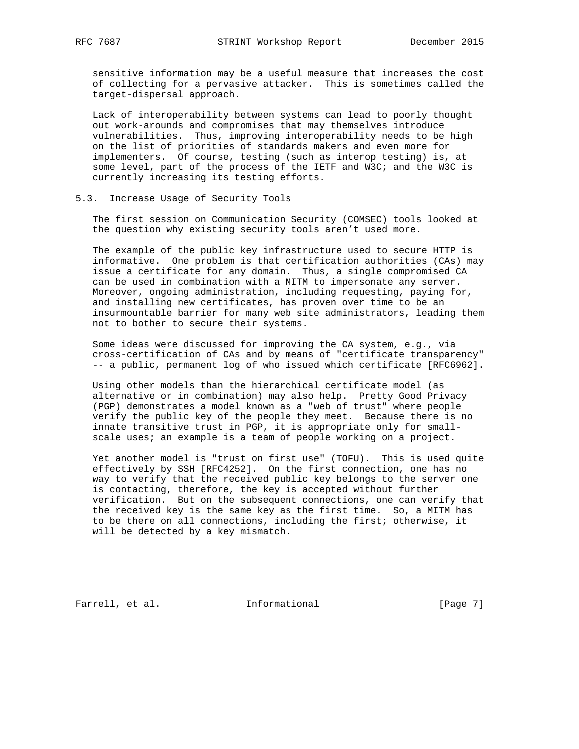sensitive information may be a useful measure that increases the cost of collecting for a pervasive attacker. This is sometimes called the target-dispersal approach.

Lack of interoperability between systems can lead to poorly thought out work-arounds and compromises that may themselves introduce vulnerabilities. Thus, improving interoperability needs to be high on the list of priorities of standards makers and even more for implementers. Of course, testing (such as interop testing) is, at some level, part of the process of the IETF and W3C; and the W3C is currently increasing its testing efforts.

### 5.3. Increase Usage of Security Tools

The first session on Communication Security (COMSEC) tools looked at the question why existing security tools aren't used more.

The example of the public key infrastructure used to secure HTTP is informative. One problem is that certification authorities (CAs) may issue a certificate for any domain. Thus, a single compromised CA can be used in combination with a MITM to impersonate any server. Moreover, ongoing administration, including requesting, paying for, and installing new certificates, has proven over time to be an insurmountable barrier for many web site administrators, leading them not to bother to secure their systems.

Some ideas were discussed for improving the CA system, e.g., via cross-certification of CAs and by means of "certificate transparency" -- a public, permanent log of who issued which certificate [RFC6962].

Using other models than the hierarchical certificate model (as alternative or in combination) may also help. Pretty Good Privacy (PGP) demonstrates a model known as a "web of trust" where people verify the public key of the people they meet. Because there is no innate transitive trust in PGP, it is appropriate only for small-scale uses; an example is a team of people working on a project.

Yet another model is "trust on first use" (TOFU). This is used quite effectively by SSH [RFC4252]. On the first connection, one has no way to verify that the received public key belongs to the server one is contacting, therefore, the key is accepted without further verification. But on the subsequent connections, one can verify that the received key is the same key as the first time. So, a MITM has to be there on all connections, including the first; otherwise, it will be detected by a key mismatch.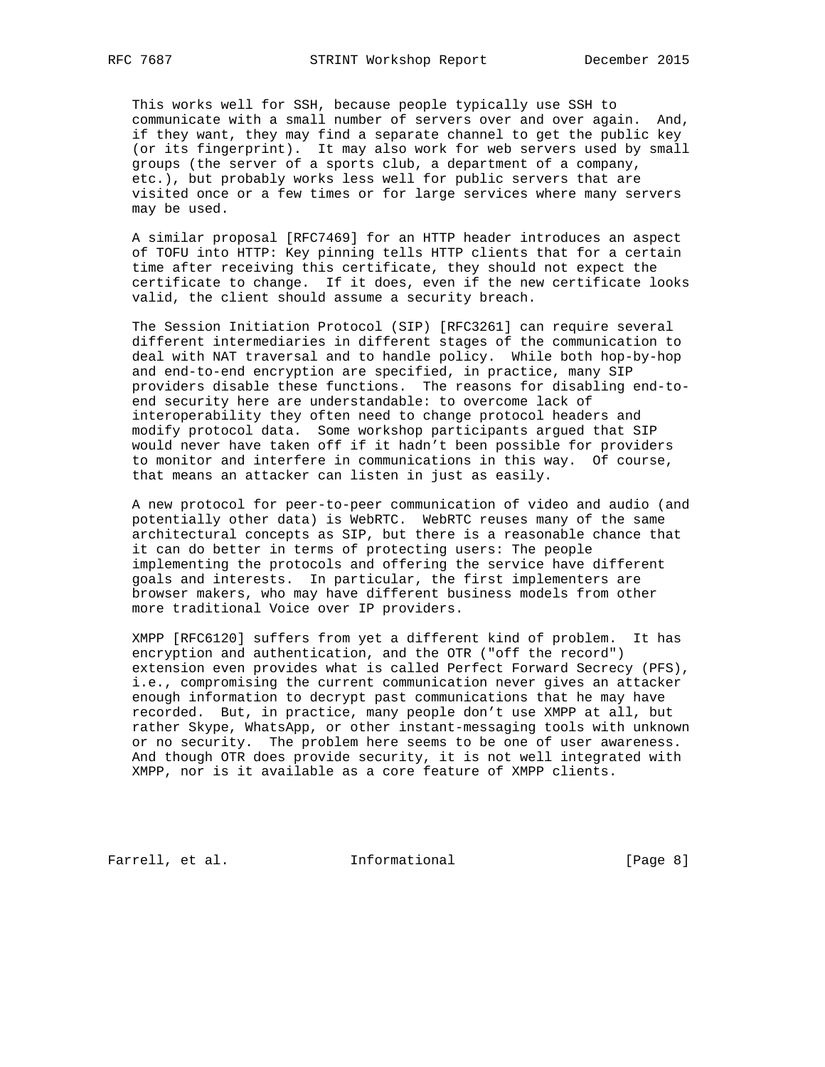This works well for SSH, because people typically use SSH to communicate with a small number of servers over and over again. And, if they want, they may find a separate channel to get the public key (or its fingerprint). It may also work for web servers used by small groups (the server of a sports club, a department of a company, etc.), but probably works less well for public servers that are visited once or a few times or for large services where many servers may be used.

A similar proposal [RFC7469] for an HTTP header introduces an aspect of TOFU into HTTP: Key pinning tells HTTP clients that for a certain time after receiving this certificate, they should not expect the certificate to change. If it does, even if the new certificate looks valid, the client should assume a security breach.

The Session Initiation Protocol (SIP) [RFC3261] can require several different intermediaries in different stages of the communication to deal with NAT traversal and to handle policy. While both hop-by-hop and end-to-end encryption are specified, in practice, many SIP providers disable these functions. The reasons for disabling end-to-end security here are understandable: to overcome lack of interoperability they often need to change protocol headers and modify protocol data. Some workshop participants argued that SIP would never have taken off if it hadn't been possible for providers to monitor and interfere in communications in this way. Of course, that means an attacker can listen in just as easily.

A new protocol for peer-to-peer communication of video and audio (and potentially other data) is WebRTC. WebRTC reuses many of the same architectural concepts as SIP, but there is a reasonable chance that it can do better in terms of protecting users: The people implementing the protocols and offering the service have different goals and interests. In particular, the first implementers are browser makers, who may have different business models from other more traditional Voice over IP providers.

XMPP [RFC6120] suffers from yet a different kind of problem. It has encryption and authentication, and the OTR ("off the record") extension even provides what is called Perfect Forward Secrecy (PFS), i.e., compromising the current communication never gives an attacker enough information to decrypt past communications that he may have recorded. But, in practice, many people don't use XMPP at all, but rather Skype, WhatsApp, or other instant-messaging tools with unknown or no security. The problem here seems to be one of user awareness. And though OTR does provide security, it is not well integrated with XMPP, nor is it available as a core feature of XMPP clients.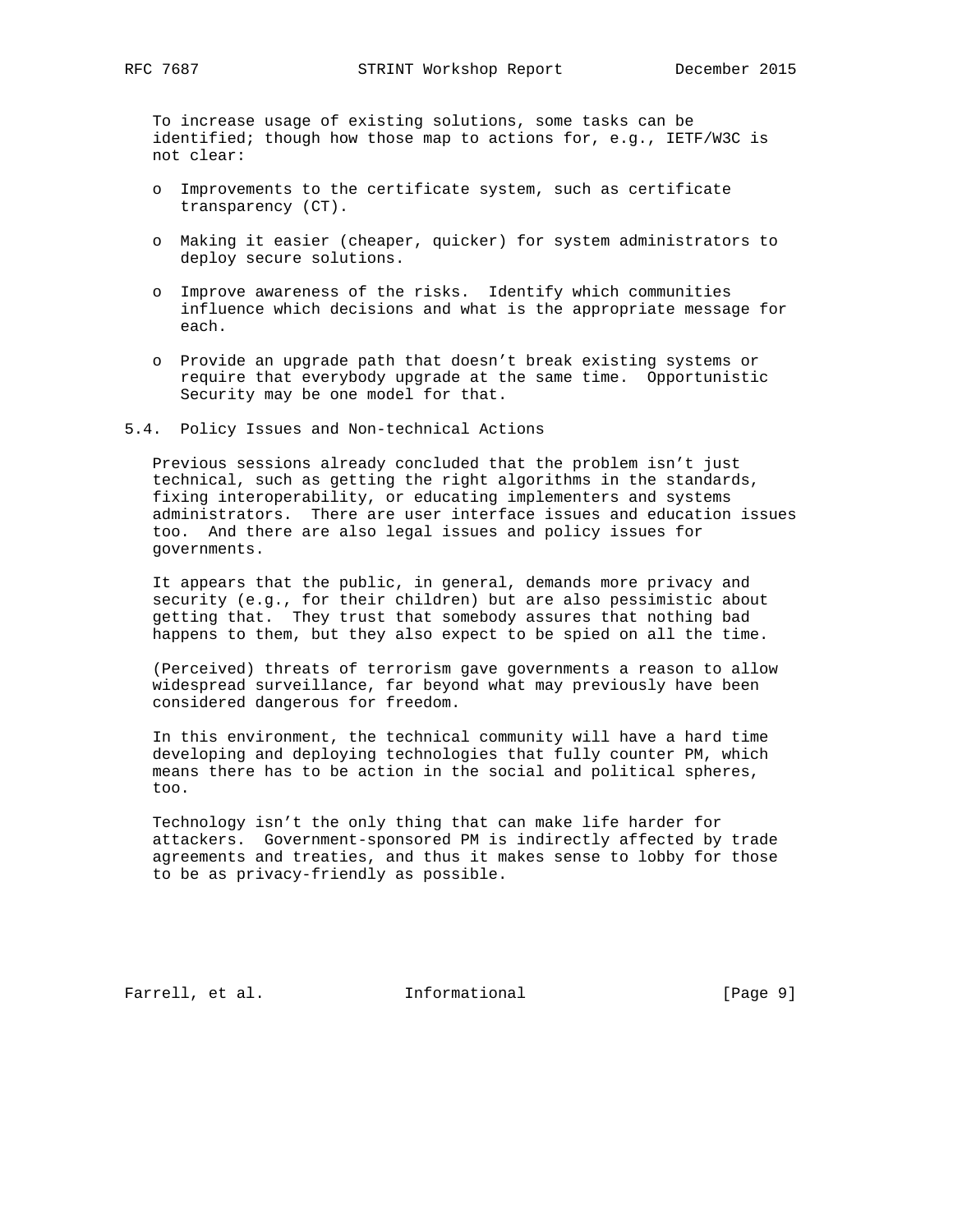To increase usage of existing solutions, some tasks can be identified; though how those map to actions for, e.g., IETF/W3C is not clear:

- Improvements to the certificate system, such as certificate transparency (CT).
- Making it easier (cheaper, quicker) for system administrators to deploy secure solutions.
- Improve awareness of the risks. Identify which communities influence which decisions and what is the appropriate message for each.
- Provide an upgrade path that doesn't break existing systems or require that everybody upgrade at the same time. Opportunistic Security may be one model for that.

### 5.4. Policy Issues and Non-technical Actions

Previous sessions already concluded that the problem isn't just technical, such as getting the right algorithms in the standards, fixing interoperability, or educating implementers and systems administrators. There are user interface issues and education issues too. And there are also legal issues and policy issues for governments.

It appears that the public, in general, demands more privacy and security (e.g., for their children) but are also pessimistic about getting that. They trust that somebody assures that nothing bad happens to them, but they also expect to be spied on all the time.

(Perceived) threats of terrorism gave governments a reason to allow widespread surveillance, far beyond what may previously have been considered dangerous for freedom.

In this environment, the technical community will have a hard time developing and deploying technologies that fully counter PM, which means there has to be action in the social and political spheres, too.

Technology isn't the only thing that can make life harder for attackers. Government-sponsored PM is indirectly affected by trade agreements and treaties, and thus it makes sense to lobby for those to be as privacy-friendly as possible.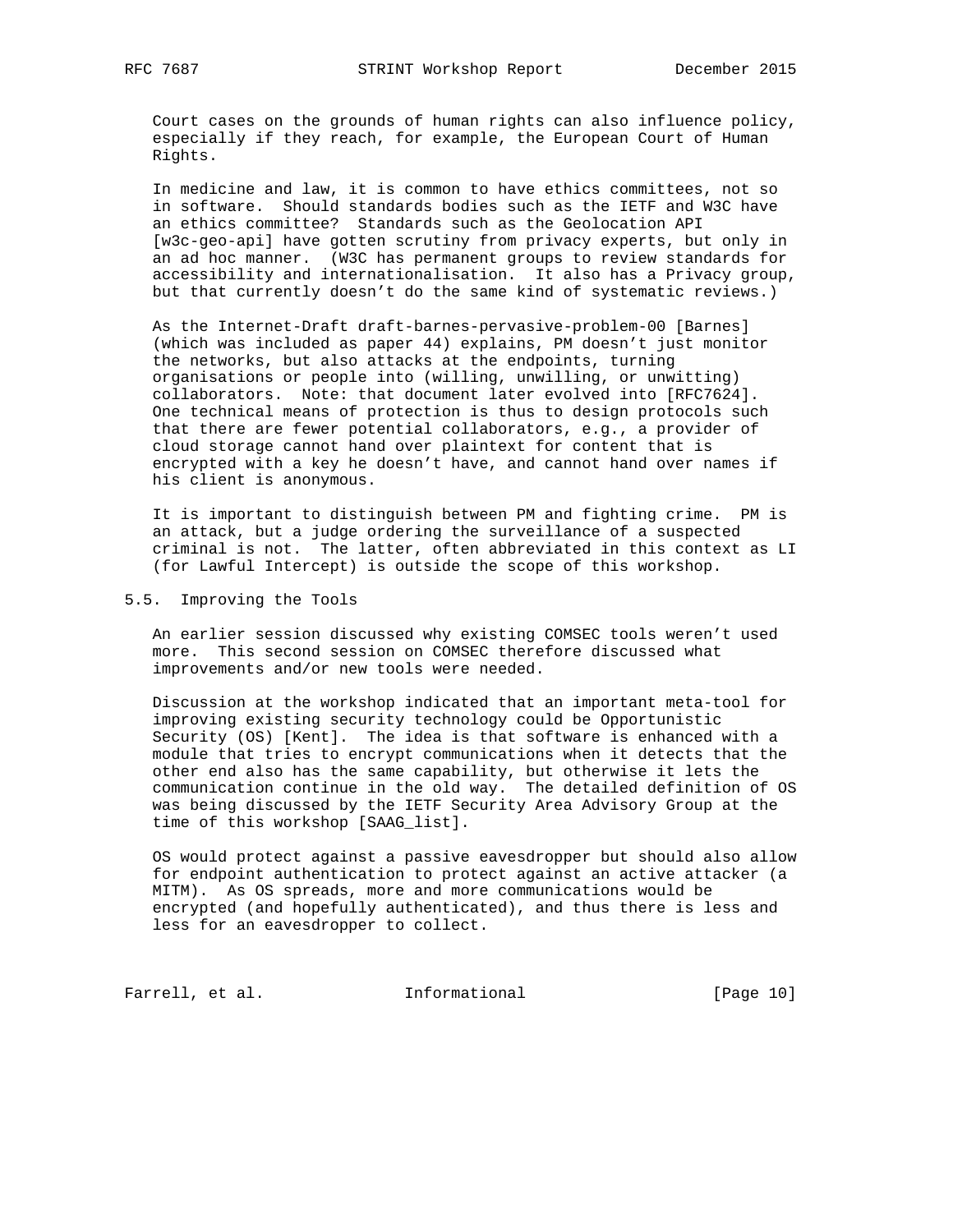Court cases on the grounds of human rights can also influence policy, especially if they reach, for example, the European Court of Human Rights.

In medicine and law, it is common to have ethics committees, not so in software. Should standards bodies such as the IETF and W3C have an ethics committee? Standards such as the Geolocation API [w3c-geo-api] have gotten scrutiny from privacy experts, but only in an ad hoc manner. (W3C has permanent groups to review standards for accessibility and internationalisation. It also has a Privacy group, but that currently doesn't do the same kind of systematic reviews.)

As the Internet-Draft draft-barnes-pervasive-problem-00 [Barnes] (which was included as paper 44) explains, PM doesn't just monitor the networks, but also attacks at the endpoints, turning organisations or people into (willing, unwilling, or unwitting) collaborators. Note: that document later evolved into [RFC7624]. One technical means of protection is thus to design protocols such that there are fewer potential collaborators, e.g., a provider of cloud storage cannot hand over plaintext for content that is encrypted with a key he doesn't have, and cannot hand over names if his client is anonymous.

It is important to distinguish between PM and fighting crime. PM is an attack, but a judge ordering the surveillance of a suspected criminal is not. The latter, often abbreviated in this context as LI (for Lawful Intercept) is outside the scope of this workshop.

## 5.5. Improving the Tools

An earlier session discussed why existing COMSEC tools weren't used more. This second session on COMSEC therefore discussed what improvements and/or new tools were needed.

Discussion at the workshop indicated that an important meta-tool for improving existing security technology could be Opportunistic Security (OS) [Kent]. The idea is that software is enhanced with a module that tries to encrypt communications when it detects that the other end also has the same capability, but otherwise it lets the communication continue in the old way. The detailed definition of OS was being discussed by the IETF Security Area Advisory Group at the time of this workshop [SAAG_list].

OS would protect against a passive eavesdropper but should also allow for endpoint authentication to protect against an active attacker (a MITM). As OS spreads, more and more communications would be encrypted (and hopefully authenticated), and thus there is less and less for an eavesdropper to collect.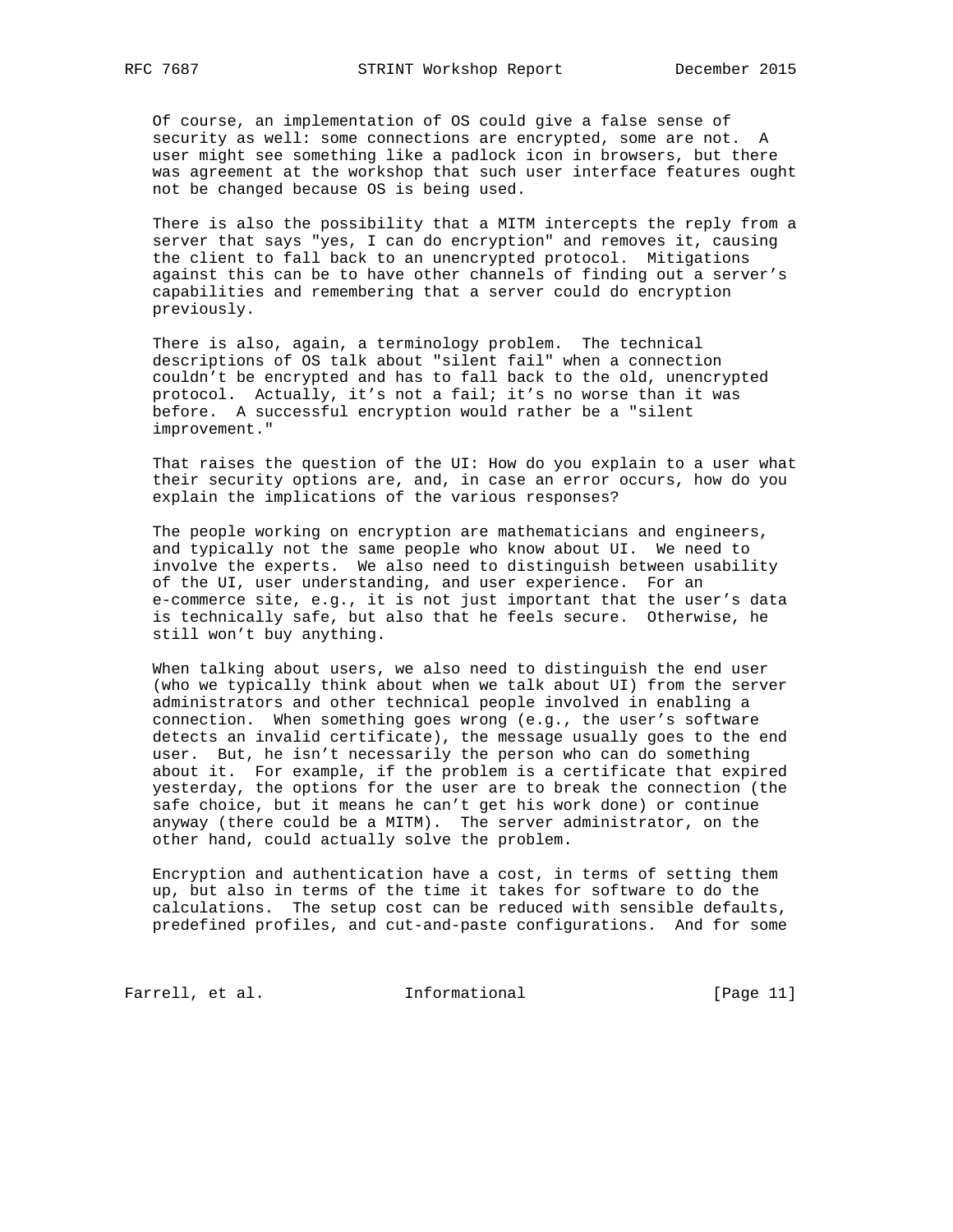Of course, an implementation of OS could give a false sense of security as well: some connections are encrypted, some are not. A user might see something like a padlock icon in browsers, but there was agreement at the workshop that such user interface features ought not be changed because OS is being used.

There is also the possibility that a MITM intercepts the reply from a server that says "yes, I can do encryption" and removes it, causing the client to fall back to an unencrypted protocol. Mitigations against this can be to have other channels of finding out a server's capabilities and remembering that a server could do encryption previously.

There is also, again, a terminology problem. The technical descriptions of OS talk about "silent fail" when a connection couldn't be encrypted and has to fall back to the old, unencrypted protocol. Actually, it's not a fail; it's no worse than it was before. A successful encryption would rather be a "silent improvement."

That raises the question of the UI: How do you explain to a user what their security options are, and, in case an error occurs, how do you explain the implications of the various responses?

The people working on encryption are mathematicians and engineers, and typically not the same people who know about UI. We need to involve the experts. We also need to distinguish between usability of the UI, user understanding, and user experience. For an e-commerce site, e.g., it is not just important that the user's data is technically safe, but also that he feels secure. Otherwise, he still won't buy anything.

When talking about users, we also need to distinguish the end user (who we typically think about when we talk about UI) from the server administrators and other technical people involved in enabling a connection. When something goes wrong (e.g., the user's software detects an invalid certificate), the message usually goes to the end user. But, he isn't necessarily the person who can do something about it. For example, if the problem is a certificate that expired yesterday, the options for the user are to break the connection (the safe choice, but it means he can't get his work done) or continue anyway (there could be a MITM). The server administrator, on the other hand, could actually solve the problem.

Encryption and authentication have a cost, in terms of setting them up, but also in terms of the time it takes for software to do the calculations. The setup cost can be reduced with sensible defaults, predefined profiles, and cut-and-paste configurations. And for some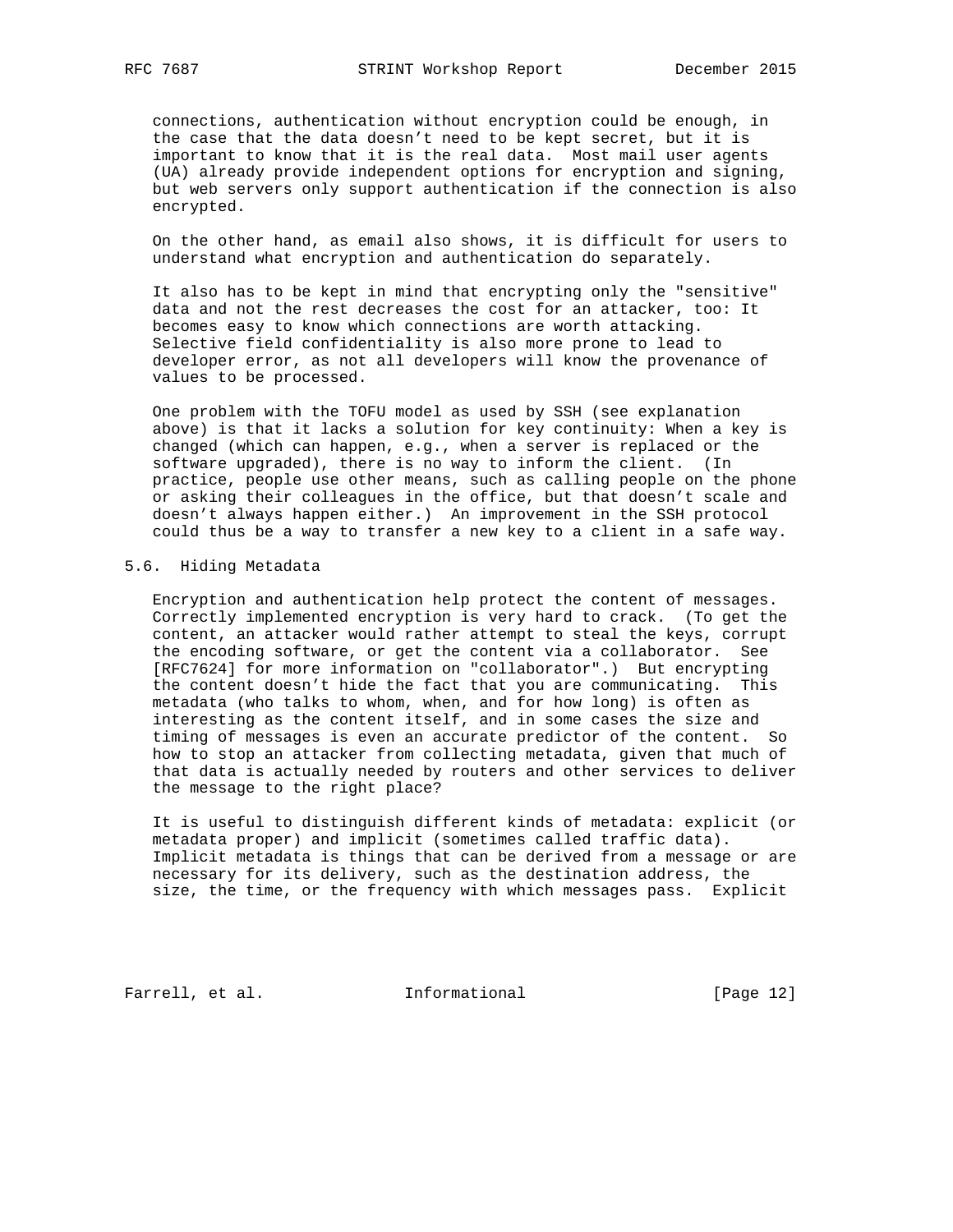connections, authentication without encryption could be enough, in the case that the data doesn't need to be kept secret, but it is important to know that it is the real data. Most mail user agents (UA) already provide independent options for encryption and signing, but web servers only support authentication if the connection is also encrypted.

On the other hand, as email also shows, it is difficult for users to understand what encryption and authentication do separately.

It also has to be kept in mind that encrypting only the "sensitive" data and not the rest decreases the cost for an attacker, too: It becomes easy to know which connections are worth attacking. Selective field confidentiality is also more prone to lead to developer error, as not all developers will know the provenance of values to be processed.

One problem with the TOFU model as used by SSH (see explanation above) is that it lacks a solution for key continuity: When a key is changed (which can happen, e.g., when a server is replaced or the software upgraded), there is no way to inform the client. (In practice, people use other means, such as calling people on the phone or asking their colleagues in the office, but that doesn't scale and doesn't always happen either.) An improvement in the SSH protocol could thus be a way to transfer a new key to a client in a safe way.

## 5.6. Hiding Metadata

Encryption and authentication help protect the content of messages. Correctly implemented encryption is very hard to crack. (To get the content, an attacker would rather attempt to steal the keys, corrupt the encoding software, or get the content via a collaborator. See [RFC7624] for more information on "collaborator".) But encrypting the content doesn't hide the fact that you are communicating. This metadata (who talks to whom, when, and for how long) is often as interesting as the content itself, and in some cases the size and timing of messages is even an accurate predictor of the content. So how to stop an attacker from collecting metadata, given that much of that data is actually needed by routers and other services to deliver the message to the right place?

It is useful to distinguish different kinds of metadata: explicit (or metadata proper) and implicit (sometimes called traffic data). Implicit metadata is things that can be derived from a message or are necessary for its delivery, such as the destination address, the size, the time, or the frequency with which messages pass. Explicit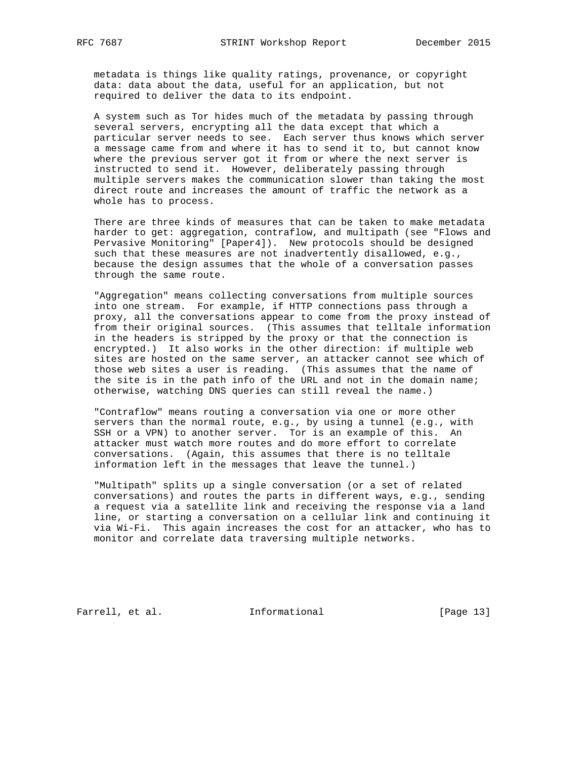metadata is things like quality ratings, provenance, or copyright data: data about the data, useful for an application, but not required to deliver the data to its endpoint.

A system such as Tor hides much of the metadata by passing through several servers, encrypting all the data except that which a particular server needs to see. Each server thus knows which server a message came from and where it has to send it to, but cannot know where the previous server got it from or where the next server is instructed to send it. However, deliberately passing through multiple servers makes the communication slower than taking the most direct route and increases the amount of traffic the network as a whole has to process.

There are three kinds of measures that can be taken to make metadata harder to get: aggregation, contraflow, and multipath (see "Flows and Pervasive Monitoring" [Paper4]). New protocols should be designed such that these measures are not inadvertently disallowed, e.g., because the design assumes that the whole of a conversation passes through the same route.

"Aggregation" means collecting conversations from multiple sources into one stream. For example, if HTTP connections pass through a proxy, all the conversations appear to come from the proxy instead of from their original sources. (This assumes that telltale information in the headers is stripped by the proxy or that the connection is encrypted.) It also works in the other direction: if multiple web sites are hosted on the same server, an attacker cannot see which of those web sites a user is reading. (This assumes that the name of the site is in the path info of the URL and not in the domain name; otherwise, watching DNS queries can still reveal the name.)

"Contraflow" means routing a conversation via one or more other servers than the normal route, e.g., by using a tunnel (e.g., with SSH or a VPN) to another server. Tor is an example of this. An attacker must watch more routes and do more effort to correlate conversations. (Again, this assumes that there is no telltale information left in the messages that leave the tunnel.)

"Multipath" splits up a single conversation (or a set of related conversations) and routes the parts in different ways, e.g., sending a request via a satellite link and receiving the response via a land line, or starting a conversation on a cellular link and continuing it via Wi-Fi. This again increases the cost for an attacker, who has to monitor and correlate data traversing multiple networks.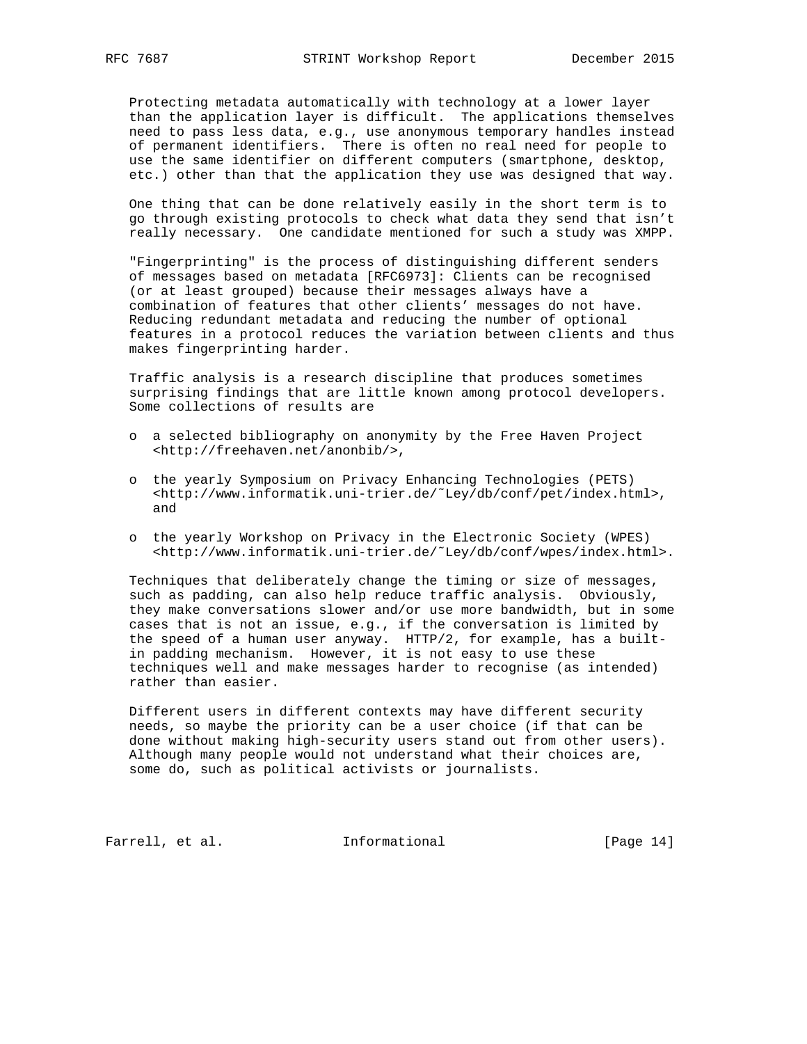Protecting metadata automatically with technology at a lower layer than the application layer is difficult. The applications themselves need to pass less data, e.g., use anonymous temporary handles instead of permanent identifiers. There is often no real need for people to use the same identifier on different computers (smartphone, desktop, etc.) other than that the application they use was designed that way.

One thing that can be done relatively easily in the short term is to go through existing protocols to check what data they send that isn't really necessary. One candidate mentioned for such a study was XMPP.

"Fingerprinting" is the process of distinguishing different senders of messages based on metadata [RFC6973]: Clients can be recognised (or at least grouped) because their messages always have a combination of features that other clients' messages do not have. Reducing redundant metadata and reducing the number of optional features in a protocol reduces the variation between clients and thus makes fingerprinting harder.

Traffic analysis is a research discipline that produces sometimes surprising findings that are little known among protocol developers. Some collections of results are

- a selected bibliography on anonymity by the Free Haven Project <http://freehaven.net/anonbib/>,
- the yearly Symposium on Privacy Enhancing Technologies (PETS) <http://www.informatik.uni-trier.de/~Ley/db/conf/pet/index.html>, and
- the yearly Workshop on Privacy in the Electronic Society (WPES) <http://www.informatik.uni-trier.de/~Ley/db/conf/wpes/index.html>.

Techniques that deliberately change the timing or size of messages, such as padding, can also help reduce traffic analysis. Obviously, they make conversations slower and/or use more bandwidth, but in some cases that is not an issue, e.g., if the conversation is limited by the speed of a human user anyway. HTTP/2, for example, has a built-in padding mechanism. However, it is not easy to use these techniques well and make messages harder to recognise (as intended) rather than easier.

Different users in different contexts may have different security needs, so maybe the priority can be a user choice (if that can be done without making high-security users stand out from other users). Although many people would not understand what their choices are, some do, such as political activists or journalists.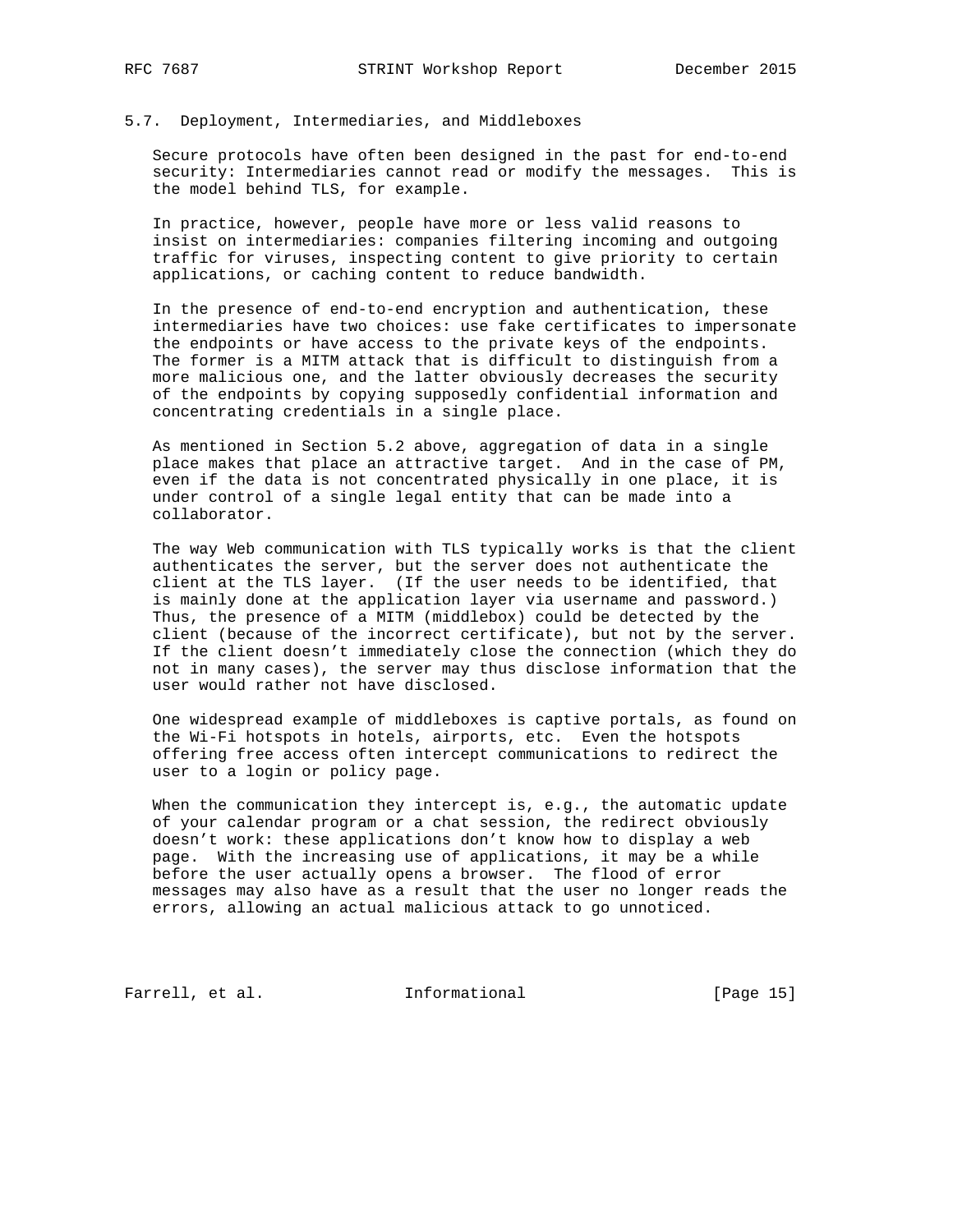## 5.7. Deployment, Intermediaries, and Middleboxes

Secure protocols have often been designed in the past for end-to-end security: Intermediaries cannot read or modify the messages. This is the model behind TLS, for example.

In practice, however, people have more or less valid reasons to insist on intermediaries: companies filtering incoming and outgoing traffic for viruses, inspecting content to give priority to certain applications, or caching content to reduce bandwidth.

In the presence of end-to-end encryption and authentication, these intermediaries have two choices: use fake certificates to impersonate the endpoints or have access to the private keys of the endpoints. The former is a MITM attack that is difficult to distinguish from a more malicious one, and the latter obviously decreases the security of the endpoints by copying supposedly confidential information and concentrating credentials in a single place.

As mentioned in Section 5.2 above, aggregation of data in a single place makes that place an attractive target. And in the case of PM, even if the data is not concentrated physically in one place, it is under control of a single legal entity that can be made into a collaborator.

The way Web communication with TLS typically works is that the client authenticates the server, but the server does not authenticate the client at the TLS layer. (If the user needs to be identified, that is mainly done at the application layer via username and password.) Thus, the presence of a MITM (middlebox) could be detected by the client (because of the incorrect certificate), but not by the server. If the client doesn't immediately close the connection (which they do not in many cases), the server may thus disclose information that the user would rather not have disclosed.

One widespread example of middleboxes is captive portals, as found on the Wi-Fi hotspots in hotels, airports, etc. Even the hotspots offering free access often intercept communications to redirect the user to a login or policy page.

When the communication they intercept is, e.g., the automatic update of your calendar program or a chat session, the redirect obviously doesn't work: these applications don't know how to display a web page. With the increasing use of applications, it may be a while before the user actually opens a browser. The flood of error messages may also have as a result that the user no longer reads the errors, allowing an actual malicious attack to go unnoticed.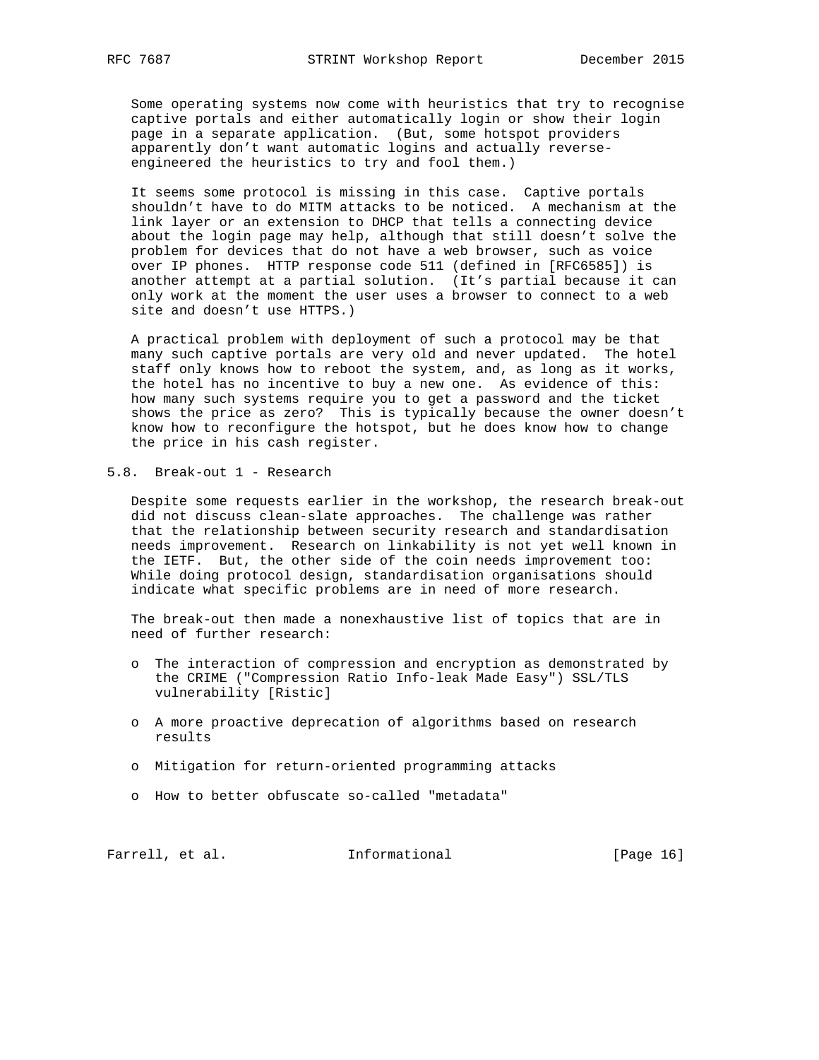Some operating systems now come with heuristics that try to recognise captive portals and either automatically login or show their login page in a separate application. (But, some hotspot providers apparently don't want automatic logins and actually reverse-engineered the heuristics to try and fool them.)

It seems some protocol is missing in this case. Captive portals shouldn't have to do MITM attacks to be noticed. A mechanism at the link layer or an extension to DHCP that tells a connecting device about the login page may help, although that still doesn't solve the problem for devices that do not have a web browser, such as voice over IP phones. HTTP response code 511 (defined in [RFC6585]) is another attempt at a partial solution. (It's partial because it can only work at the moment the user uses a browser to connect to a web site and doesn't use HTTPS.)

A practical problem with deployment of such a protocol may be that many such captive portals are very old and never updated. The hotel staff only knows how to reboot the system, and, as long as it works, the hotel has no incentive to buy a new one. As evidence of this: how many such systems require you to get a password and the ticket shows the price as zero? This is typically because the owner doesn't know how to reconfigure the hotspot, but he does know how to change the price in his cash register.

## 5.8. Break-out 1 - Research

Despite some requests earlier in the workshop, the research break-out did not discuss clean-slate approaches. The challenge was rather that the relationship between security research and standardisation needs improvement. Research on linkability is not yet well known in the IETF. But, the other side of the coin needs improvement too: While doing protocol design, standardisation organisations should indicate what specific problems are in need of more research.

The break-out then made a nonexhaustive list of topics that are in need of further research:

- The interaction of compression and encryption as demonstrated by the CRIME ("Compression Ratio Info-leak Made Easy") SSL/TLS vulnerability [Ristic]
- A more proactive deprecation of algorithms based on research results
- Mitigation for return-oriented programming attacks
- How to better obfuscate so-called "metadata"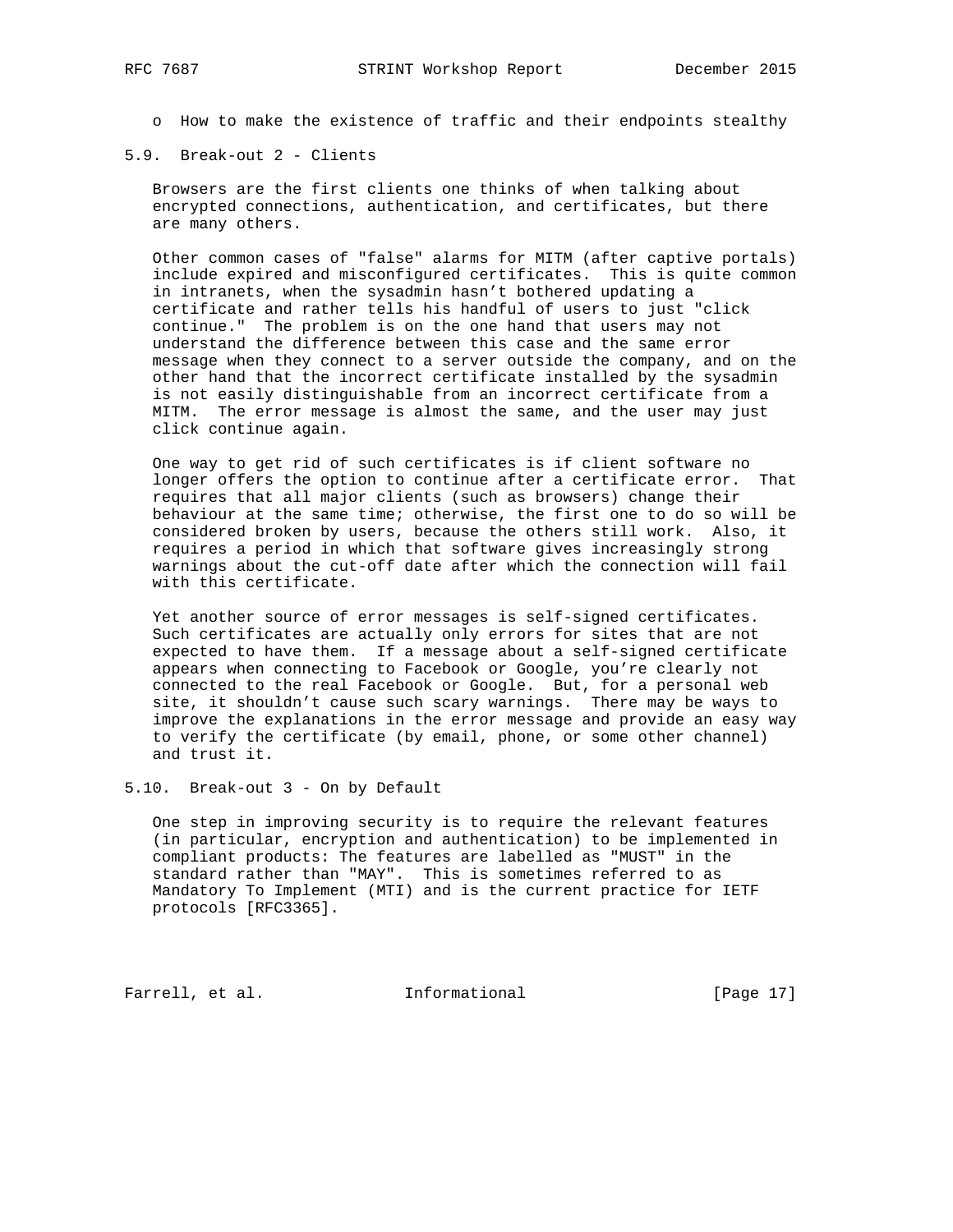o How to make the existence of traffic and their endpoints stealthy

## 5.9. Break-out 2 - Clients

Browsers are the first clients one thinks of when talking about encrypted connections, authentication, and certificates, but there are many others.

Other common cases of "false" alarms for MITM (after captive portals) include expired and misconfigured certificates. This is quite common in intranets, when the sysadmin hasn't bothered updating a certificate and rather tells his handful of users to just "click continue." The problem is on the one hand that users may not understand the difference between this case and the same error message when they connect to a server outside the company, and on the other hand that the incorrect certificate installed by the sysadmin is not easily distinguishable from an incorrect certificate from a MITM. The error message is almost the same, and the user may just click continue again.

One way to get rid of such certificates is if client software no longer offers the option to continue after a certificate error. That requires that all major clients (such as browsers) change their behaviour at the same time; otherwise, the first one to do so will be considered broken by users, because the others still work. Also, it requires a period in which that software gives increasingly strong warnings about the cut-off date after which the connection will fail with this certificate.

Yet another source of error messages is self-signed certificates. Such certificates are actually only errors for sites that are not expected to have them. If a message about a self-signed certificate appears when connecting to Facebook or Google, you're clearly not connected to the real Facebook or Google. But, for a personal web site, it shouldn't cause such scary warnings. There may be ways to improve the explanations in the error message and provide an easy way to verify the certificate (by email, phone, or some other channel) and trust it.

## 5.10. Break-out 3 - On by Default

One step in improving security is to require the relevant features (in particular, encryption and authentication) to be implemented in compliant products: The features are labelled as "MUST" in the standard rather than "MAY". This is sometimes referred to as Mandatory To Implement (MTI) and is the current practice for IETF protocols [RFC3365].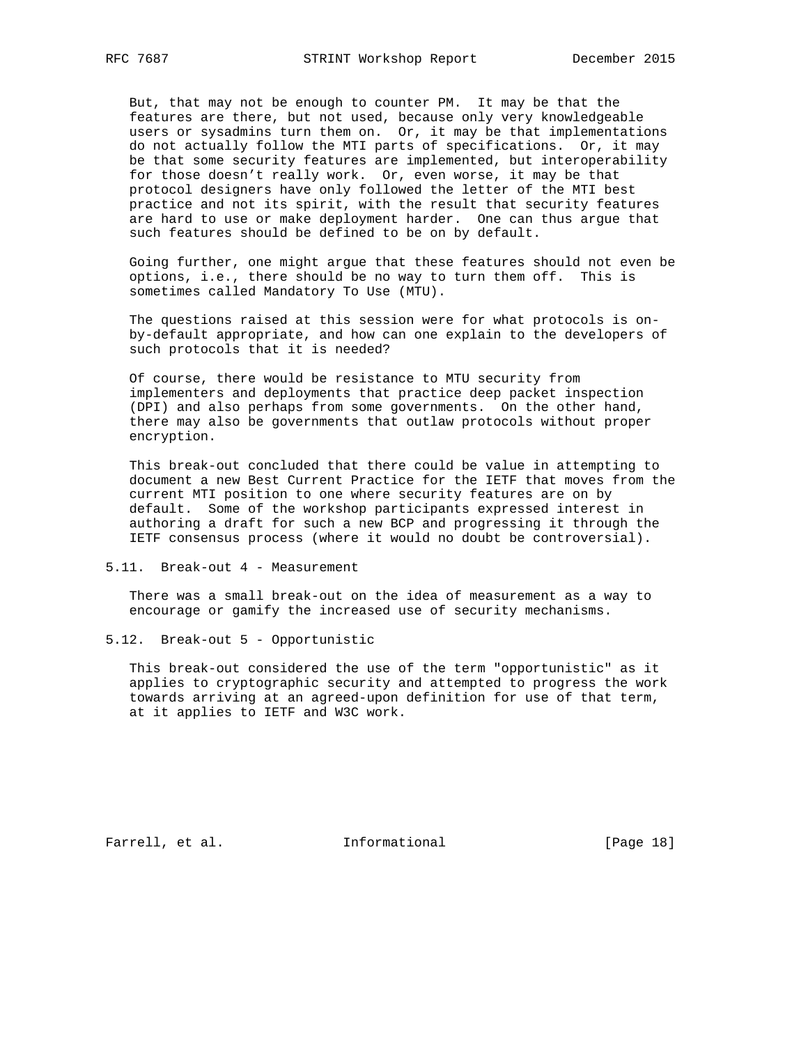But, that may not be enough to counter PM. It may be that the features are there, but not used, because only very knowledgeable users or sysadmins turn them on. Or, it may be that implementations do not actually follow the MTI parts of specifications. Or, it may be that some security features are implemented, but interoperability for those doesn't really work. Or, even worse, it may be that protocol designers have only followed the letter of the MTI best practice and not its spirit, with the result that security features are hard to use or make deployment harder. One can thus argue that such features should be defined to be on by default.

Going further, one might argue that these features should not even be options, i.e., there should be no way to turn them off. This is sometimes called Mandatory To Use (MTU).

The questions raised at this session were for what protocols is on-by-default appropriate, and how can one explain to the developers of such protocols that it is needed?

Of course, there would be resistance to MTU security from implementers and deployments that practice deep packet inspection (DPI) and also perhaps from some governments. On the other hand, there may also be governments that outlaw protocols without proper encryption.

This break-out concluded that there could be value in attempting to document a new Best Current Practice for the IETF that moves from the current MTI position to one where security features are on by default. Some of the workshop participants expressed interest in authoring a draft for such a new BCP and progressing it through the IETF consensus process (where it would no doubt be controversial).

### 5.11. Break-out 4 - Measurement

There was a small break-out on the idea of measurement as a way to encourage or gamify the increased use of security mechanisms.

### 5.12. Break-out 5 - Opportunistic

This break-out considered the use of the term "opportunistic" as it applies to cryptographic security and attempted to progress the work towards arriving at an agreed-upon definition for use of that term, at it applies to IETF and W3C work.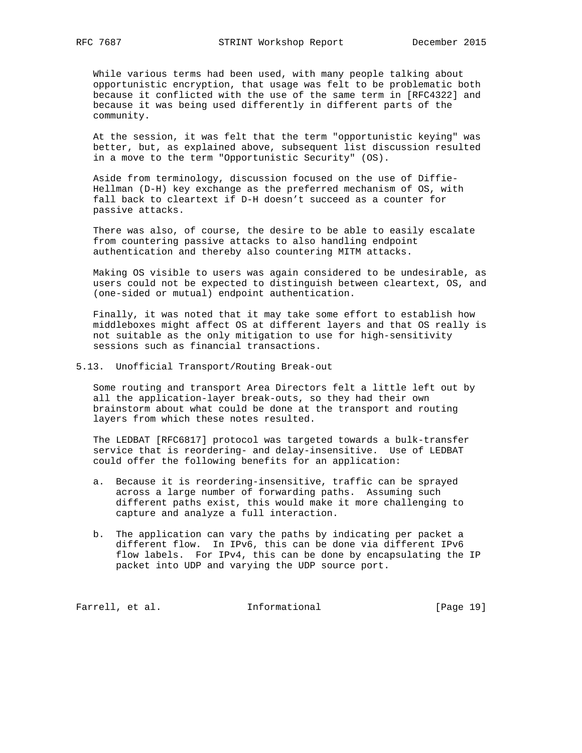While various terms had been used, with many people talking about opportunistic encryption, that usage was felt to be problematic both because it conflicted with the use of the same term in [RFC4322] and because it was being used differently in different parts of the community.

At the session, it was felt that the term "opportunistic keying" was better, but, as explained above, subsequent list discussion resulted in a move to the term "Opportunistic Security" (OS).

Aside from terminology, discussion focused on the use of Diffie-Hellman (D-H) key exchange as the preferred mechanism of OS, with fall back to cleartext if D-H doesn't succeed as a counter for passive attacks.

There was also, of course, the desire to be able to easily escalate from countering passive attacks to also handling endpoint authentication and thereby also countering MITM attacks.

Making OS visible to users was again considered to be undesirable, as users could not be expected to distinguish between cleartext, OS, and (one-sided or mutual) endpoint authentication.

Finally, it was noted that it may take some effort to establish how middleboxes might affect OS at different layers and that OS really is not suitable as the only mitigation to use for high-sensitivity sessions such as financial transactions.

## 5.13. Unofficial Transport/Routing Break-out

Some routing and transport Area Directors felt a little left out by all the application-layer break-outs, so they had their own brainstorm about what could be done at the transport and routing layers from which these notes resulted.

The LEDBAT [RFC6817] protocol was targeted towards a bulk-transfer service that is reordering- and delay-insensitive. Use of LEDBAT could offer the following benefits for an application:

a. Because it is reordering-insensitive, traffic can be sprayed across a large number of forwarding paths. Assuming such different paths exist, this would make it more challenging to capture and analyze a full interaction.

b. The application can vary the paths by indicating per packet a different flow. In IPv6, this can be done via different IPv6 flow labels. For IPv4, this can be done by encapsulating the IP packet into UDP and varying the UDP source port.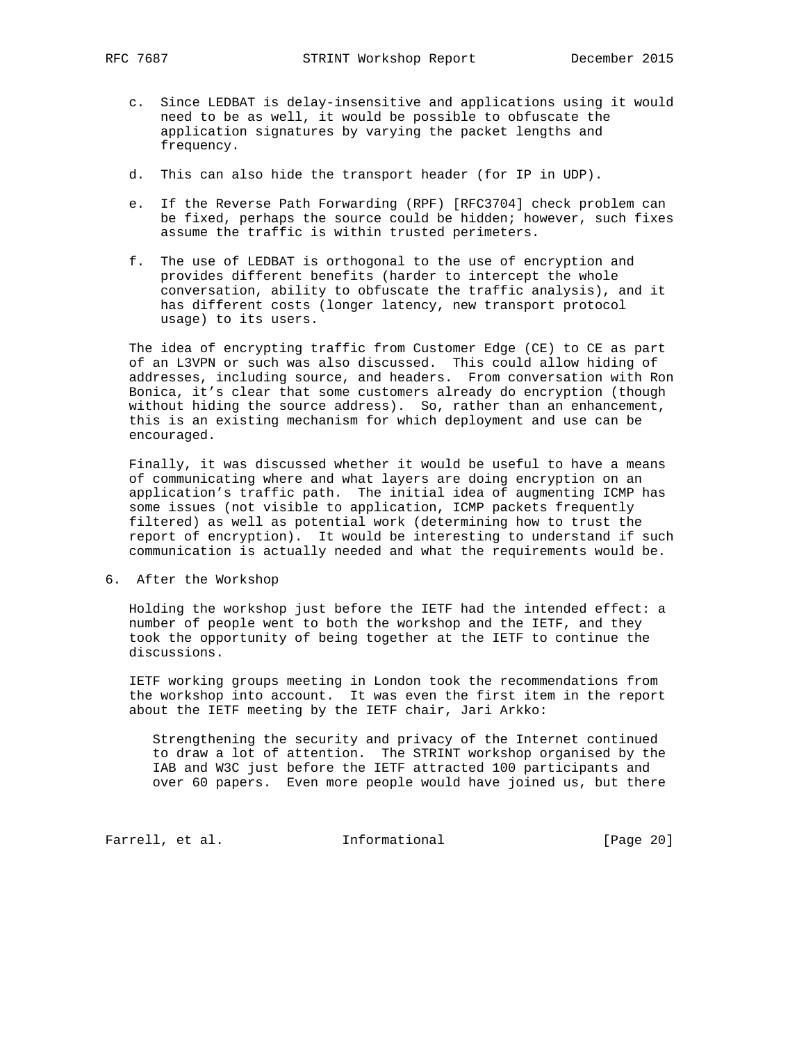c. Since LEDBAT is delay-insensitive and applications using it would need to be as well, it would be possible to obfuscate the application signatures by varying the packet lengths and frequency.

d. This can also hide the transport header (for IP in UDP).

e. If the Reverse Path Forwarding (RPF) [RFC3704] check problem can be fixed, perhaps the source could be hidden; however, such fixes assume the traffic is within trusted perimeters.

f. The use of LEDBAT is orthogonal to the use of encryption and provides different benefits (harder to intercept the whole conversation, ability to obfuscate the traffic analysis), and it has different costs (longer latency, new transport protocol usage) to its users.

The idea of encrypting traffic from Customer Edge (CE) to CE as part of an L3VPN or such was also discussed. This could allow hiding of addresses, including source, and headers. From conversation with Ron Bonica, it's clear that some customers already do encryption (though without hiding the source address). So, rather than an enhancement, this is an existing mechanism for which deployment and use can be encouraged.

Finally, it was discussed whether it would be useful to have a means of communicating where and what layers are doing encryption on an application's traffic path. The initial idea of augmenting ICMP has some issues (not visible to application, ICMP packets frequently filtered) as well as potential work (determining how to trust the report of encryption). It would be interesting to understand if such communication is actually needed and what the requirements would be.

## 6. After the Workshop

Holding the workshop just before the IETF had the intended effect: a number of people went to both the workshop and the IETF, and they took the opportunity of being together at the IETF to continue the discussions.

IETF working groups meeting in London took the recommendations from the workshop into account. It was even the first item in the report about the IETF meeting by the IETF chair, Jari Arkko:

> Strengthening the security and privacy of the Internet continued to draw a lot of attention. The STRINT workshop organised by the IAB and W3C just before the IETF attracted 100 participants and over 60 papers. Even more people would have joined us, but there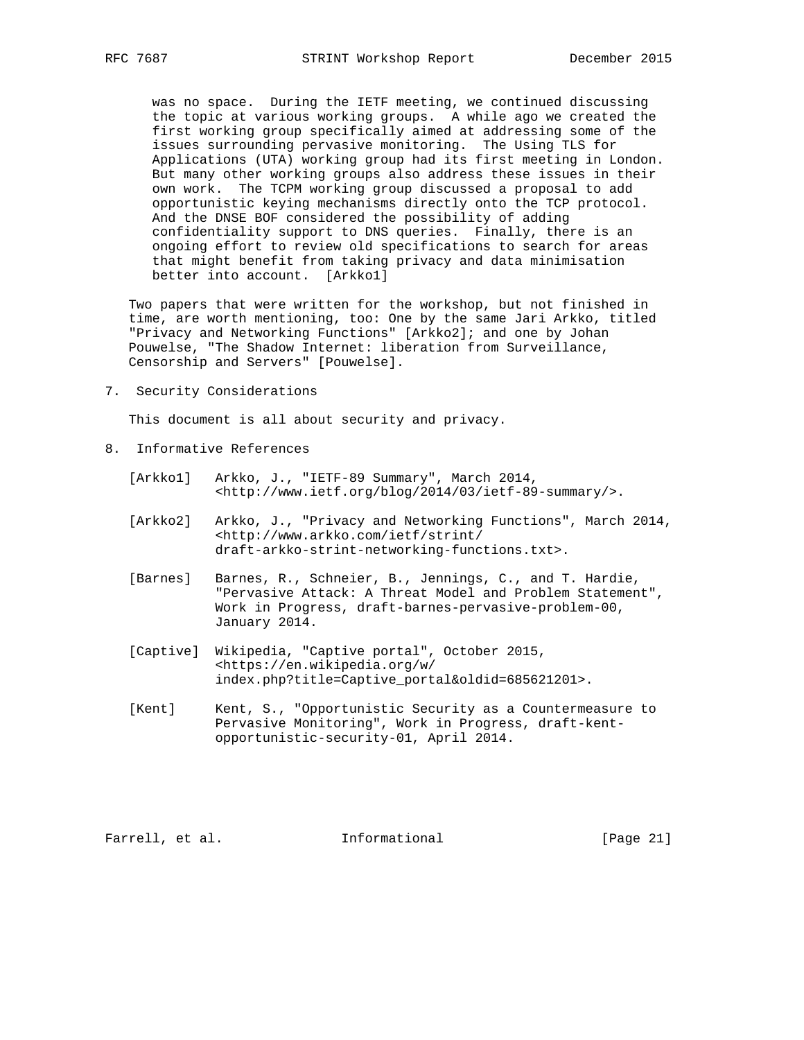> was no space. During the IETF meeting, we continued discussing the topic at various working groups. A while ago we created the first working group specifically aimed at addressing some of the issues surrounding pervasive monitoring. The Using TLS for Applications (UTA) working group had its first meeting in London. But many other working groups also address these issues in their own work. The TCPM working group discussed a proposal to add opportunistic keying mechanisms directly onto the TCP protocol. And the DNSE BOF considered the possibility of adding confidentiality support to DNS queries. Finally, there is an ongoing effort to review old specifications to search for areas that might benefit from taking privacy and data minimisation better into account. [Arkko1]

Two papers that were written for the workshop, but not finished in time, are worth mentioning, too: One by the same Jari Arkko, titled "Privacy and Networking Functions" [Arkko2]; and one by Johan Pouwelse, "The Shadow Internet: liberation from Surveillance, Censorship and Servers" [Pouwelse].

## 7. Security Considerations

This document is all about security and privacy.

## 8. Informative References

[Arkko1] Arkko, J., "IETF-89 Summary", March 2014, <http://www.ietf.org/blog/2014/03/ietf-89-summary/>.

[Arkko2] Arkko, J., "Privacy and Networking Functions", March 2014, <http://www.arkko.com/ietf/strint/draft-arkko-strint-networking-functions.txt>.

[Barnes] Barnes, R., Schneier, B., Jennings, C., and T. Hardie, "Pervasive Attack: A Threat Model and Problem Statement", Work in Progress, draft-barnes-pervasive-problem-00, January 2014.

[Captive] Wikipedia, "Captive portal", October 2015, <https://en.wikipedia.org/w/index.php?title=Captive_portal&oldid=685621201>.

[Kent] Kent, S., "Opportunistic Security as a Countermeasure to Pervasive Monitoring", Work in Progress, draft-kent-opportunistic-security-01, April 2014.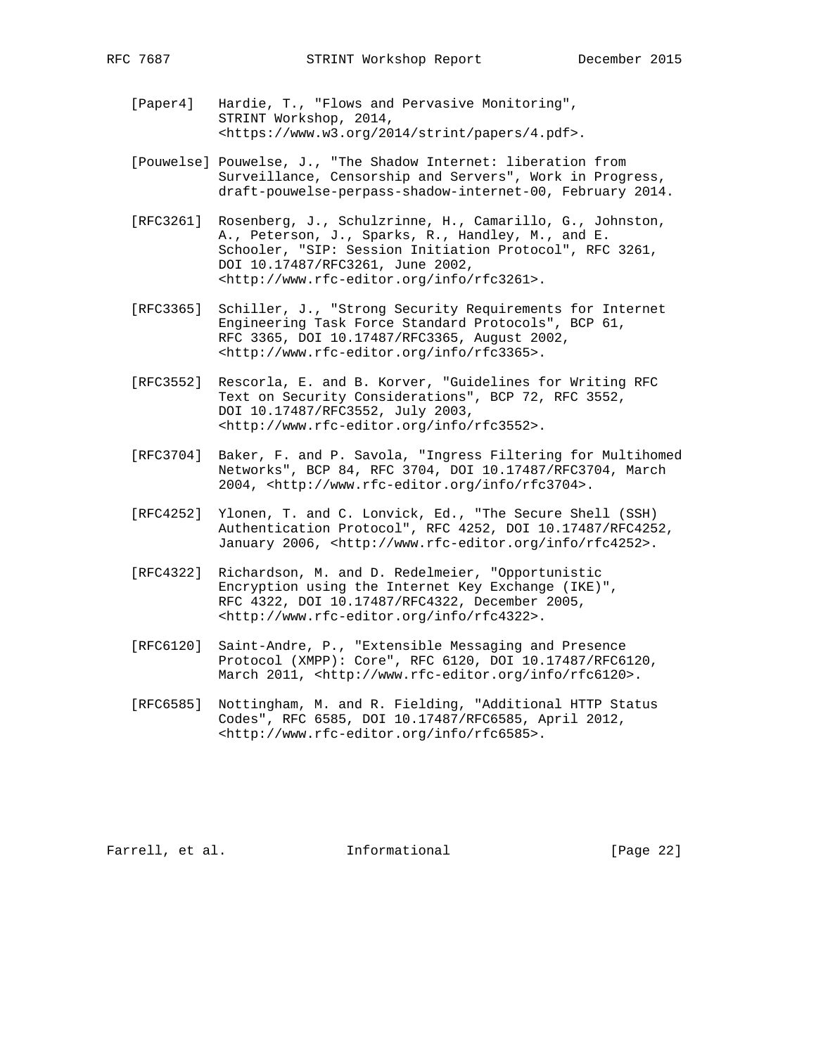[Paper4] Hardie, T., "Flows and Pervasive Monitoring", STRINT Workshop, 2014, <https://www.w3.org/2014/strint/papers/4.pdf>.

[Pouwelse] Pouwelse, J., "The Shadow Internet: liberation from Surveillance, Censorship and Servers", Work in Progress, draft-pouwelse-perpass-shadow-internet-00, February 2014.

[RFC3261] Rosenberg, J., Schulzrinne, H., Camarillo, G., Johnston, A., Peterson, J., Sparks, R., Handley, M., and E. Schooler, "SIP: Session Initiation Protocol", RFC 3261, DOI 10.17487/RFC3261, June 2002, <http://www.rfc-editor.org/info/rfc3261>.

[RFC3365] Schiller, J., "Strong Security Requirements for Internet Engineering Task Force Standard Protocols", BCP 61, RFC 3365, DOI 10.17487/RFC3365, August 2002, <http://www.rfc-editor.org/info/rfc3365>.

[RFC3552] Rescorla, E. and B. Korver, "Guidelines for Writing RFC Text on Security Considerations", BCP 72, RFC 3552, DOI 10.17487/RFC3552, July 2003, <http://www.rfc-editor.org/info/rfc3552>.

[RFC3704] Baker, F. and P. Savola, "Ingress Filtering for Multihomed Networks", BCP 84, RFC 3704, DOI 10.17487/RFC3704, March 2004, <http://www.rfc-editor.org/info/rfc3704>.

[RFC4252] Ylonen, T. and C. Lonvick, Ed., "The Secure Shell (SSH) Authentication Protocol", RFC 4252, DOI 10.17487/RFC4252, January 2006, <http://www.rfc-editor.org/info/rfc4252>.

[RFC4322] Richardson, M. and D. Redelmeier, "Opportunistic Encryption using the Internet Key Exchange (IKE)", RFC 4322, DOI 10.17487/RFC4322, December 2005, <http://www.rfc-editor.org/info/rfc4322>.

[RFC6120] Saint-Andre, P., "Extensible Messaging and Presence Protocol (XMPP): Core", RFC 6120, DOI 10.17487/RFC6120, March 2011, <http://www.rfc-editor.org/info/rfc6120>.

[RFC6585] Nottingham, M. and R. Fielding, "Additional HTTP Status Codes", RFC 6585, DOI 10.17487/RFC6585, April 2012, <http://www.rfc-editor.org/info/rfc6585>.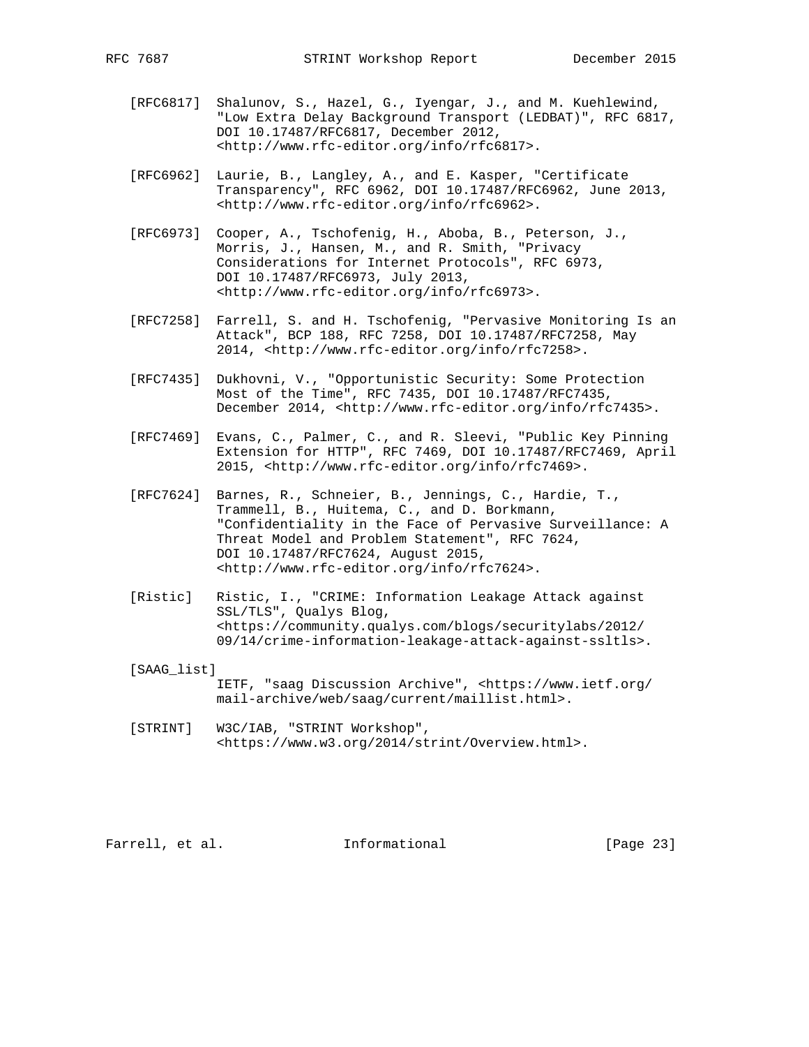[RFC6817] Shalunov, S., Hazel, G., Iyengar, J., and M. Kuehlewind, "Low Extra Delay Background Transport (LEDBAT)", RFC 6817, DOI 10.17487/RFC6817, December 2012, <http://www.rfc-editor.org/info/rfc6817>.

[RFC6962] Laurie, B., Langley, A., and E. Kasper, "Certificate Transparency", RFC 6962, DOI 10.17487/RFC6962, June 2013, <http://www.rfc-editor.org/info/rfc6962>.

[RFC6973] Cooper, A., Tschofenig, H., Aboba, B., Peterson, J., Morris, J., Hansen, M., and R. Smith, "Privacy Considerations for Internet Protocols", RFC 6973, DOI 10.17487/RFC6973, July 2013, <http://www.rfc-editor.org/info/rfc6973>.

[RFC7258] Farrell, S. and H. Tschofenig, "Pervasive Monitoring Is an Attack", BCP 188, RFC 7258, DOI 10.17487/RFC7258, May 2014, <http://www.rfc-editor.org/info/rfc7258>.

[RFC7435] Dukhovni, V., "Opportunistic Security: Some Protection Most of the Time", RFC 7435, DOI 10.17487/RFC7435, December 2014, <http://www.rfc-editor.org/info/rfc7435>.

[RFC7469] Evans, C., Palmer, C., and R. Sleevi, "Public Key Pinning Extension for HTTP", RFC 7469, DOI 10.17487/RFC7469, April 2015, <http://www.rfc-editor.org/info/rfc7469>.

[RFC7624] Barnes, R., Schneier, B., Jennings, C., Hardie, T., Trammell, B., Huitema, C., and D. Borkmann, "Confidentiality in the Face of Pervasive Surveillance: A Threat Model and Problem Statement", RFC 7624, DOI 10.17487/RFC7624, August 2015, <http://www.rfc-editor.org/info/rfc7624>.

[Ristic] Ristic, I., "CRIME: Information Leakage Attack against SSL/TLS", Qualys Blog, <https://community.qualys.com/blogs/securitylabs/2012/09/14/crime-information-leakage-attack-against-ssltls>.

[SAAG_list] IETF, "saag Discussion Archive", <https://www.ietf.org/mail-archive/web/saag/current/maillist.html>.

[STRINT] W3C/IAB, "STRINT Workshop", <https://www.w3.org/2014/strint/Overview.html>.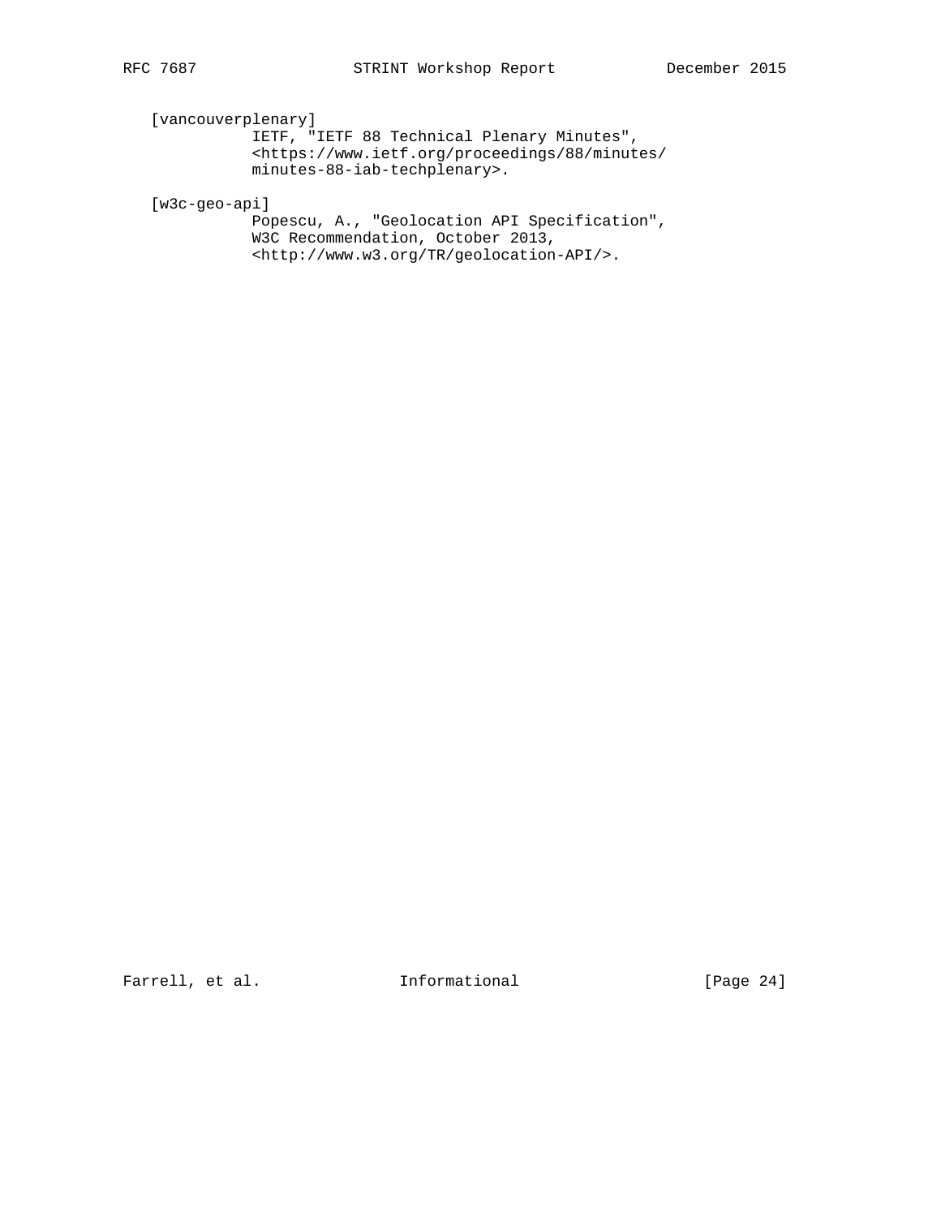[vancouverplenary]
IETF, "IETF 88 Technical Plenary Minutes", <https://www.ietf.org/proceedings/88/minutes/minutes-88-iab-techplenary>.

[w3c-geo-api]
Popescu, A., "Geolocation API Specification", W3C Recommendation, October 2013, <http://www.w3.org/TR/geolocation-API/>.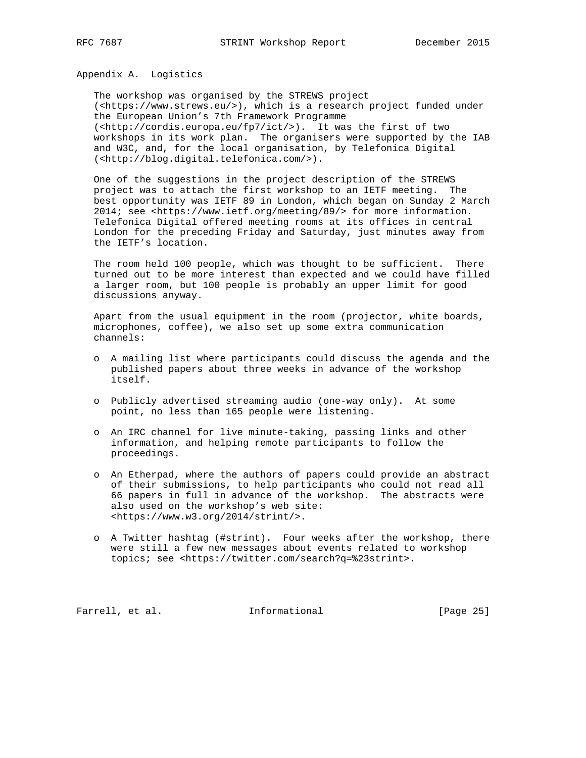# Appendix A. Logistics

The workshop was organised by the STREWS project (<https://www.strews.eu/>), which is a research project funded under the European Union's 7th Framework Programme (<http://cordis.europa.eu/fp7/ict/>). It was the first of two workshops in its work plan. The organisers were supported by the IAB and W3C, and, for the local organisation, by Telefonica Digital (<http://blog.digital.telefonica.com/>).

One of the suggestions in the project description of the STREWS project was to attach the first workshop to an IETF meeting. The best opportunity was IETF 89 in London, which began on Sunday 2 March 2014; see <https://www.ietf.org/meeting/89/> for more information. Telefonica Digital offered meeting rooms at its offices in central London for the preceding Friday and Saturday, just minutes away from the IETF's location.

The room held 100 people, which was thought to be sufficient. There turned out to be more interest than expected and we could have filled a larger room, but 100 people is probably an upper limit for good discussions anyway.

Apart from the usual equipment in the room (projector, white boards, microphones, coffee), we also set up some extra communication channels:

- A mailing list where participants could discuss the agenda and the published papers about three weeks in advance of the workshop itself.
- Publicly advertised streaming audio (one-way only). At some point, no less than 165 people were listening.
- An IRC channel for live minute-taking, passing links and other information, and helping remote participants to follow the proceedings.
- An Etherpad, where the authors of papers could provide an abstract of their submissions, to help participants who could not read all 66 papers in full in advance of the workshop. The abstracts were also used on the workshop's web site: <https://www.w3.org/2014/strint/>.
- A Twitter hashtag (#strint). Four weeks after the workshop, there were still a few new messages about events related to workshop topics; see <https://twitter.com/search?q=%23strint>.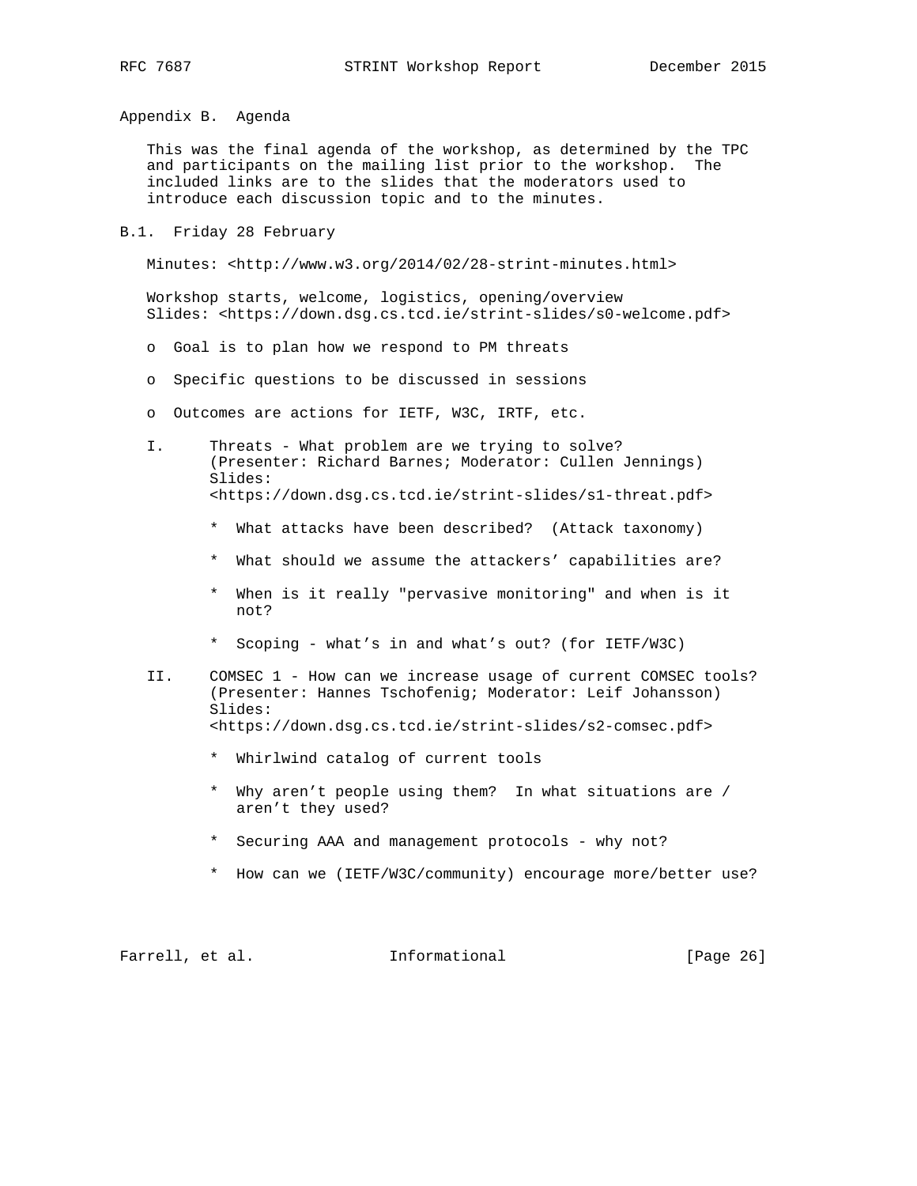## Appendix B. Agenda

This was the final agenda of the workshop, as determined by the TPC and participants on the mailing list prior to the workshop. The included links are to the slides that the moderators used to introduce each discussion topic and to the minutes.

### B.1. Friday 28 February

Minutes: <http://www.w3.org/2014/02/28-strint-minutes.html>

Workshop starts, welcome, logistics, opening/overview
Slides: <https://down.dsg.cs.tcd.ie/strint-slides/s0-welcome.pdf>

- Goal is to plan how we respond to PM threats
- Specific questions to be discussed in sessions
- Outcomes are actions for IETF, W3C, IRTF, etc.

I. Threats - What problem are we trying to solve?
(Presenter: Richard Barnes; Moderator: Cullen Jennings)
Slides:
<https://down.dsg.cs.tcd.ie/strint-slides/s1-threat.pdf>

* What attacks have been described? (Attack taxonomy)
* What should we assume the attackers' capabilities are?
* When is it really "pervasive monitoring" and when is it not?
* Scoping - what's in and what's out? (for IETF/W3C)

II. COMSEC 1 - How can we increase usage of current COMSEC tools?
(Presenter: Hannes Tschofenig; Moderator: Leif Johansson)
Slides:
<https://down.dsg.cs.tcd.ie/strint-slides/s2-comsec.pdf>

* Whirlwind catalog of current tools
* Why aren't people using them? In what situations are / aren't they used?
* Securing AAA and management protocols - why not?
* How can we (IETF/W3C/community) encourage more/better use?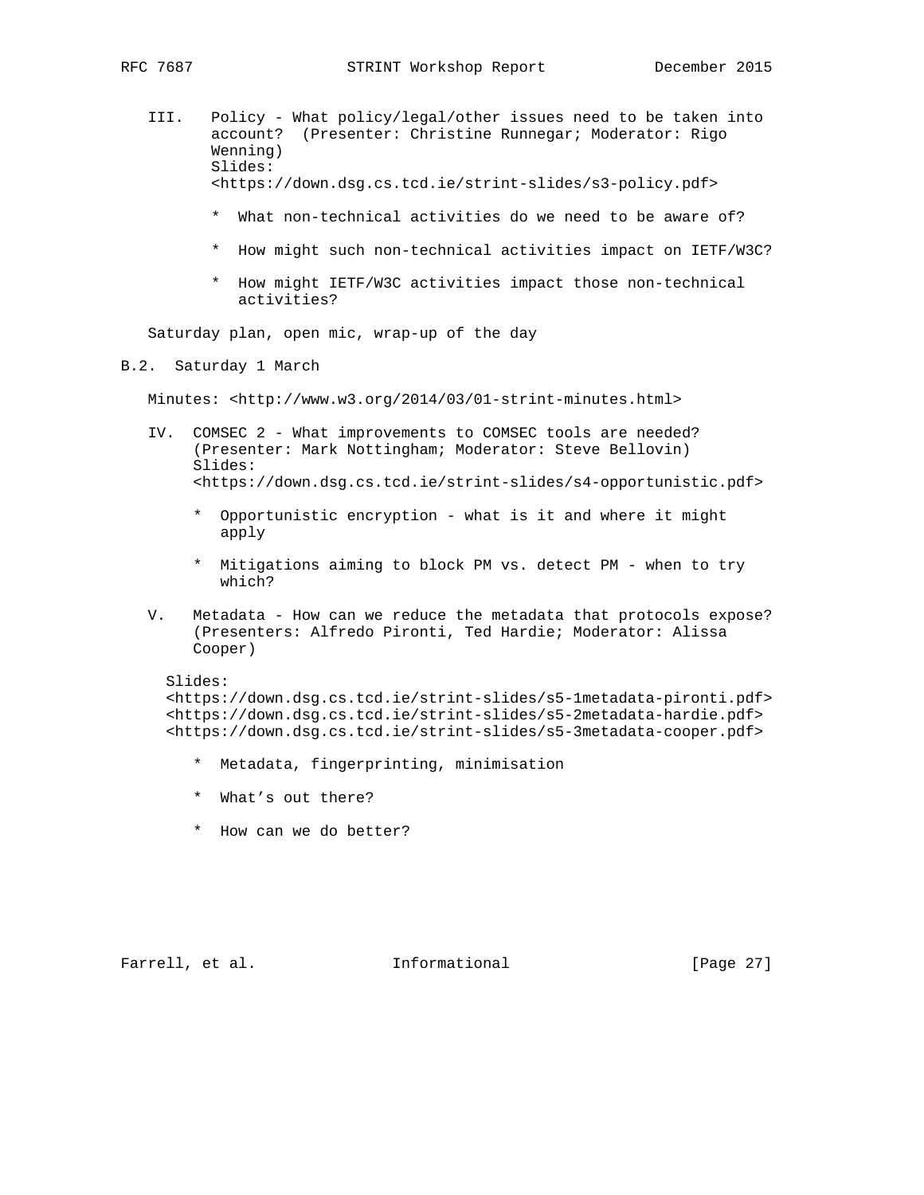III. Policy - What policy/legal/other issues need to be taken into account? (Presenter: Christine Runnegar; Moderator: Rigo Wenning)
Slides:
<https://down.dsg.cs.tcd.ie/strint-slides/s3-policy.pdf>

* What non-technical activities do we need to be aware of?

* How might such non-technical activities impact on IETF/W3C?

* How might IETF/W3C activities impact those non-technical activities?

Saturday plan, open mic, wrap-up of the day

## B.2. Saturday 1 March

Minutes: <http://www.w3.org/2014/03/01-strint-minutes.html>

IV. COMSEC 2 - What improvements to COMSEC tools are needed? (Presenter: Mark Nottingham; Moderator: Steve Bellovin)
Slides:
<https://down.dsg.cs.tcd.ie/strint-slides/s4-opportunistic.pdf>

* Opportunistic encryption - what is it and where it might apply

* Mitigations aiming to block PM vs. detect PM - when to try which?

V. Metadata - How can we reduce the metadata that protocols expose? (Presenters: Alfredo Pironti, Ted Hardie; Moderator: Alissa Cooper)

Slides:
<https://down.dsg.cs.tcd.ie/strint-slides/s5-1metadata-pironti.pdf>
<https://down.dsg.cs.tcd.ie/strint-slides/s5-2metadata-hardie.pdf>
<https://down.dsg.cs.tcd.ie/strint-slides/s5-3metadata-cooper.pdf>

* Metadata, fingerprinting, minimisation

* What's out there?

* How can we do better?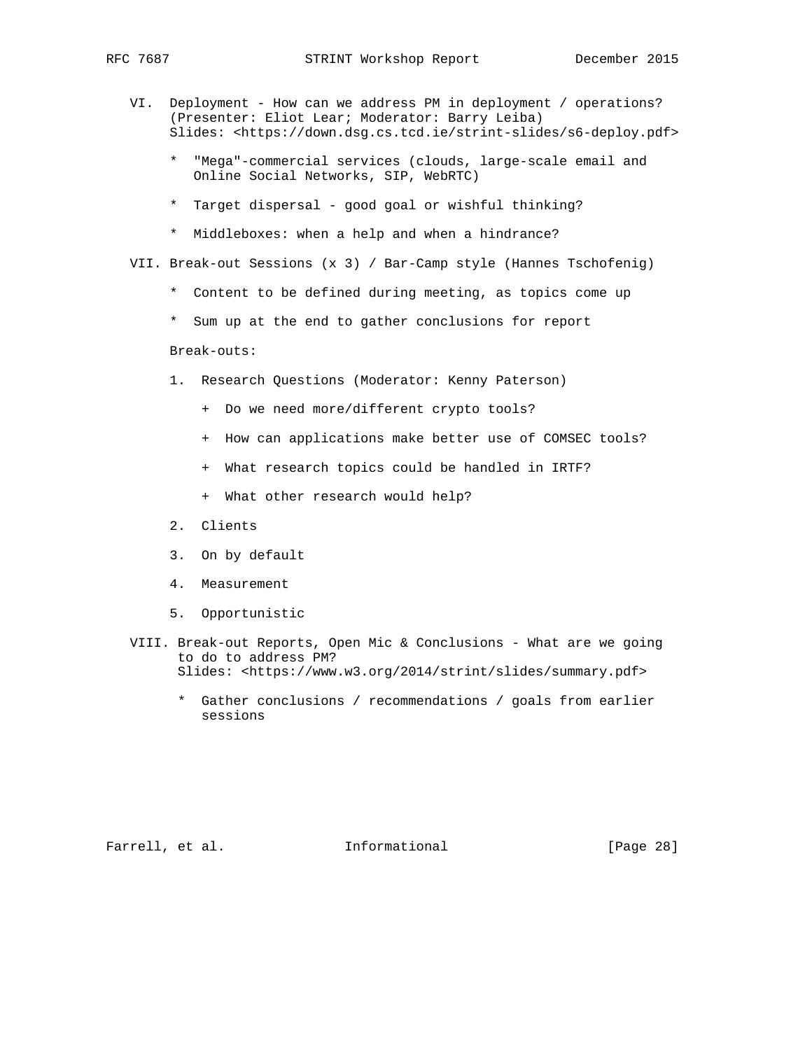VI. Deployment - How can we address PM in deployment / operations? (Presenter: Eliot Lear; Moderator: Barry Leiba)
Slides: <https://down.dsg.cs.tcd.ie/strint-slides/s6-deploy.pdf>

* "Mega"-commercial services (clouds, large-scale email and Online Social Networks, SIP, WebRTC)

* Target dispersal - good goal or wishful thinking?

* Middleboxes: when a help and when a hindrance?

VII. Break-out Sessions (x 3) / Bar-Camp style (Hannes Tschofenig)

* Content to be defined during meeting, as topics come up

* Sum up at the end to gather conclusions for report

Break-outs:

1. Research Questions (Moderator: Kenny Paterson)

   + Do we need more/different crypto tools?

   + How can applications make better use of COMSEC tools?

   + What research topics could be handled in IRTF?

   + What other research would help?

2. Clients

3. On by default

4. Measurement

5. Opportunistic

VIII. Break-out Reports, Open Mic & Conclusions - What are we going to do to address PM?
Slides: <https://www.w3.org/2014/strint/slides/summary.pdf>

* Gather conclusions / recommendations / goals from earlier sessions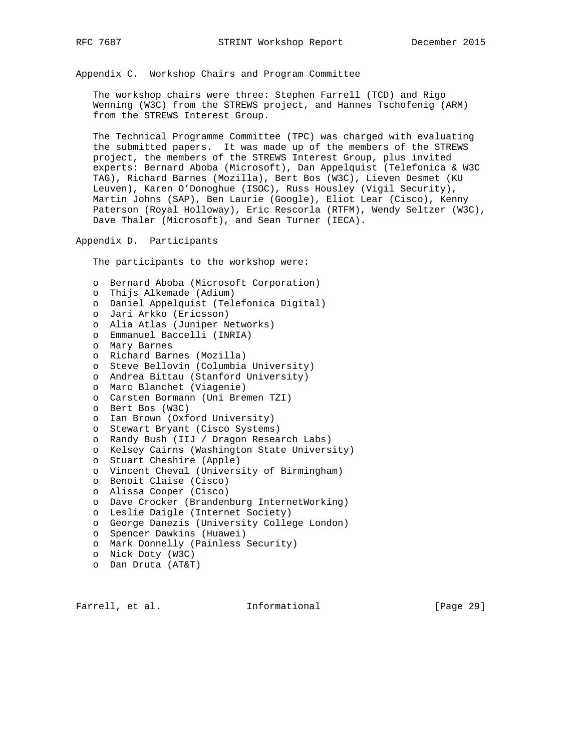## Appendix C. Workshop Chairs and Program Committee

The workshop chairs were three: Stephen Farrell (TCD) and Rigo Wenning (W3C) from the STREWS project, and Hannes Tschofenig (ARM) from the STREWS Interest Group.

The Technical Programme Committee (TPC) was charged with evaluating the submitted papers. It was made up of the members of the STREWS project, the members of the STREWS Interest Group, plus invited experts: Bernard Aboba (Microsoft), Dan Appelquist (Telefonica & W3C TAG), Richard Barnes (Mozilla), Bert Bos (W3C), Lieven Desmet (KU Leuven), Karen O'Donoghue (ISOC), Russ Housley (Vigil Security), Martin Johns (SAP), Ben Laurie (Google), Eliot Lear (Cisco), Kenny Paterson (Royal Holloway), Eric Rescorla (RTFM), Wendy Seltzer (W3C), Dave Thaler (Microsoft), and Sean Turner (IECA).

## Appendix D. Participants

The participants to the workshop were:

- Bernard Aboba (Microsoft Corporation)
- Thijs Alkemade (Adium)
- Daniel Appelquist (Telefonica Digital)
- Jari Arkko (Ericsson)
- Alia Atlas (Juniper Networks)
- Emmanuel Baccelli (INRIA)
- Mary Barnes
- Richard Barnes (Mozilla)
- Steve Bellovin (Columbia University)
- Andrea Bittau (Stanford University)
- Marc Blanchet (Viagenie)
- Carsten Bormann (Uni Bremen TZI)
- Bert Bos (W3C)
- Ian Brown (Oxford University)
- Stewart Bryant (Cisco Systems)
- Randy Bush (IIJ / Dragon Research Labs)
- Kelsey Cairns (Washington State University)
- Stuart Cheshire (Apple)
- Vincent Cheval (University of Birmingham)
- Benoit Claise (Cisco)
- Alissa Cooper (Cisco)
- Dave Crocker (Brandenburg InternetWorking)
- Leslie Daigle (Internet Society)
- George Danezis (University College London)
- Spencer Dawkins (Huawei)
- Mark Donnelly (Painless Security)
- Nick Doty (W3C)
- Dan Druta (AT&T)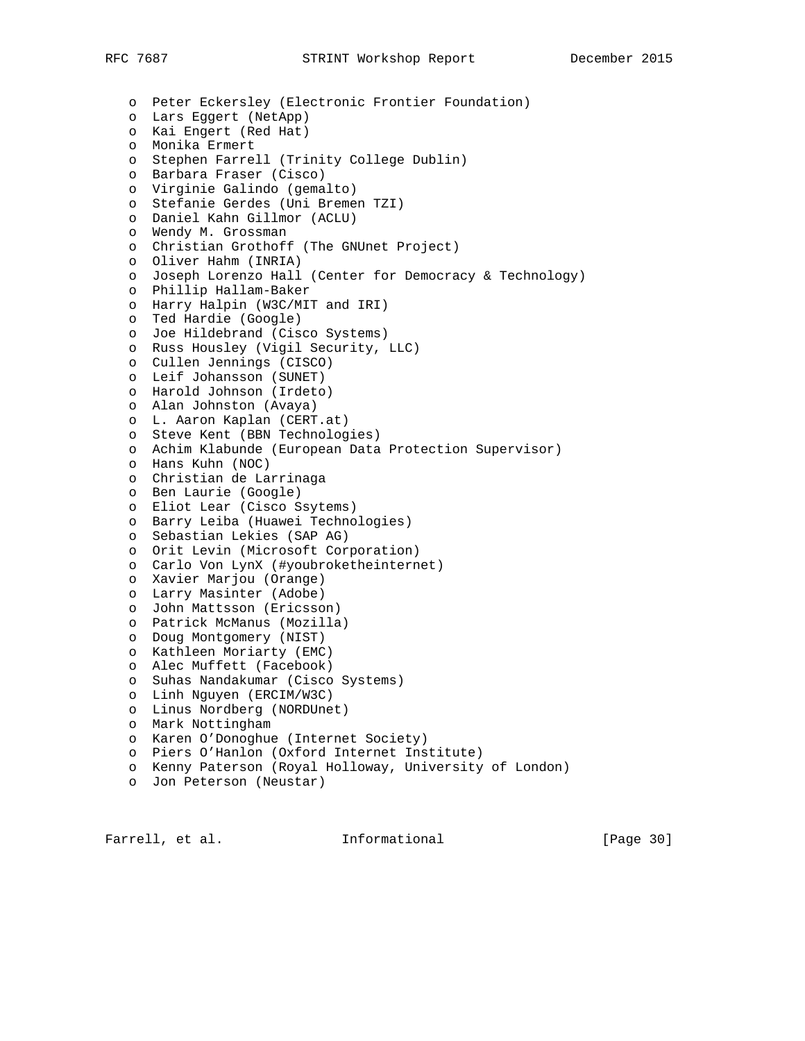- Peter Eckersley (Electronic Frontier Foundation)
- Lars Eggert (NetApp)
- Kai Engert (Red Hat)
- Monika Ermert
- Stephen Farrell (Trinity College Dublin)
- Barbara Fraser (Cisco)
- Virginie Galindo (gemalto)
- Stefanie Gerdes (Uni Bremen TZI)
- Daniel Kahn Gillmor (ACLU)
- Wendy M. Grossman
- Christian Grothoff (The GNUnet Project)
- Oliver Hahm (INRIA)
- Joseph Lorenzo Hall (Center for Democracy & Technology)
- Phillip Hallam-Baker
- Harry Halpin (W3C/MIT and IRI)
- Ted Hardie (Google)
- Joe Hildebrand (Cisco Systems)
- Russ Housley (Vigil Security, LLC)
- Cullen Jennings (CISCO)
- Leif Johansson (SUNET)
- Harold Johnson (Irdeto)
- Alan Johnston (Avaya)
- L. Aaron Kaplan (CERT.at)
- Steve Kent (BBN Technologies)
- Achim Klabunde (European Data Protection Supervisor)
- Hans Kuhn (NOC)
- Christian de Larrinaga
- Ben Laurie (Google)
- Eliot Lear (Cisco Ssytems)
- Barry Leiba (Huawei Technologies)
- Sebastian Lekies (SAP AG)
- Orit Levin (Microsoft Corporation)
- Carlo Von LynX (#youbroketheinternet)
- Xavier Marjou (Orange)
- Larry Masinter (Adobe)
- John Mattsson (Ericsson)
- Patrick McManus (Mozilla)
- Doug Montgomery (NIST)
- Kathleen Moriarty (EMC)
- Alec Muffett (Facebook)
- Suhas Nandakumar (Cisco Systems)
- Linh Nguyen (ERCIM/W3C)
- Linus Nordberg (NORDUnet)
- Mark Nottingham
- Karen O'Donoghue (Internet Society)
- Piers O'Hanlon (Oxford Internet Institute)
- Kenny Paterson (Royal Holloway, University of London)
- Jon Peterson (Neustar)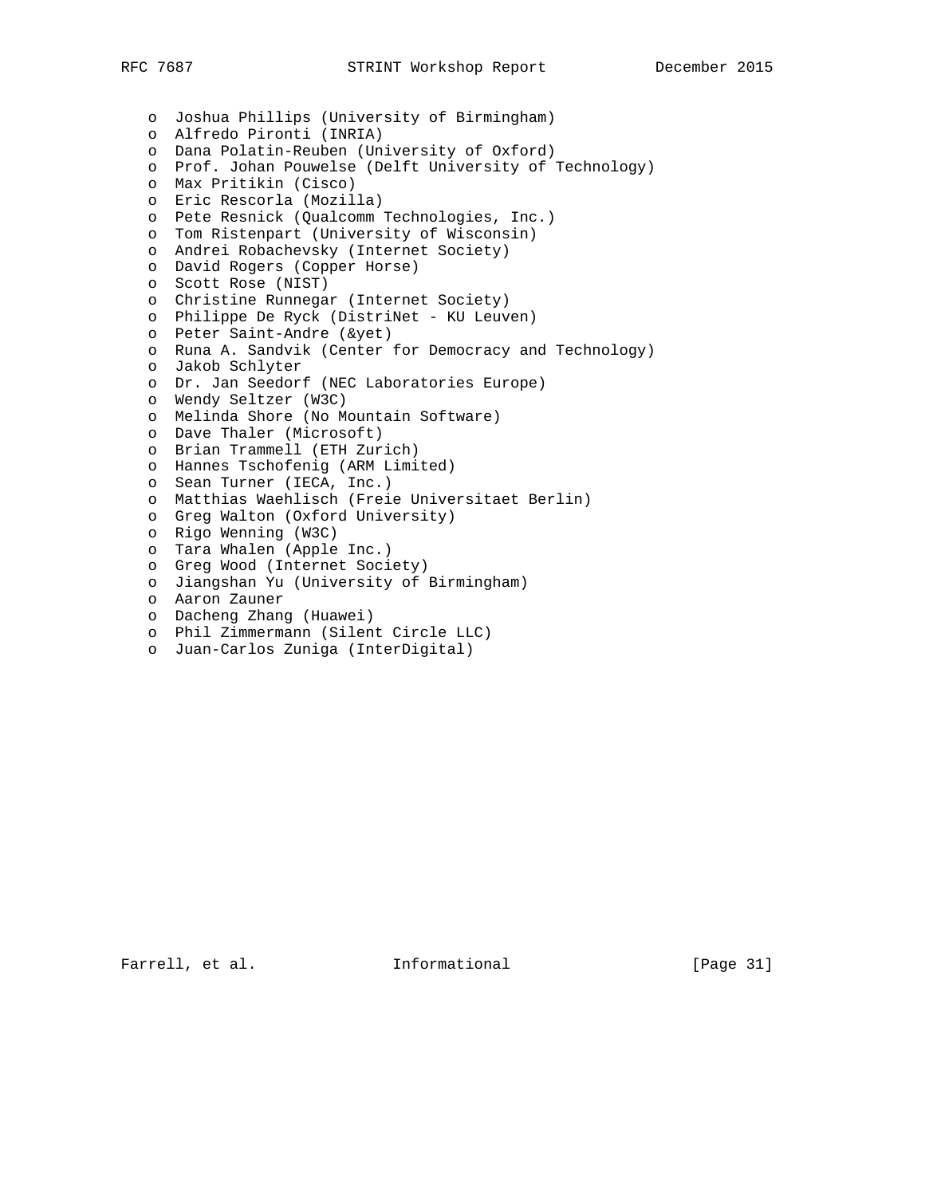- Joshua Phillips (University of Birmingham)
- Alfredo Pironti (INRIA)
- Dana Polatin-Reuben (University of Oxford)
- Prof. Johan Pouwelse (Delft University of Technology)
- Max Pritikin (Cisco)
- Eric Rescorla (Mozilla)
- Pete Resnick (Qualcomm Technologies, Inc.)
- Tom Ristenpart (University of Wisconsin)
- Andrei Robachevsky (Internet Society)
- David Rogers (Copper Horse)
- Scott Rose (NIST)
- Christine Runnegar (Internet Society)
- Philippe De Ryck (DistriNet - KU Leuven)
- Peter Saint-Andre (&yet)
- Runa A. Sandvik (Center for Democracy and Technology)
- Jakob Schlyter
- Dr. Jan Seedorf (NEC Laboratories Europe)
- Wendy Seltzer (W3C)
- Melinda Shore (No Mountain Software)
- Dave Thaler (Microsoft)
- Brian Trammell (ETH Zurich)
- Hannes Tschofenig (ARM Limited)
- Sean Turner (IECA, Inc.)
- Matthias Waehlisch (Freie Universitaet Berlin)
- Greg Walton (Oxford University)
- Rigo Wenning (W3C)
- Tara Whalen (Apple Inc.)
- Greg Wood (Internet Society)
- Jiangshan Yu (University of Birmingham)
- Aaron Zauner
- Dacheng Zhang (Huawei)
- Phil Zimmermann (Silent Circle LLC)
- Juan-Carlos Zuniga (InterDigital)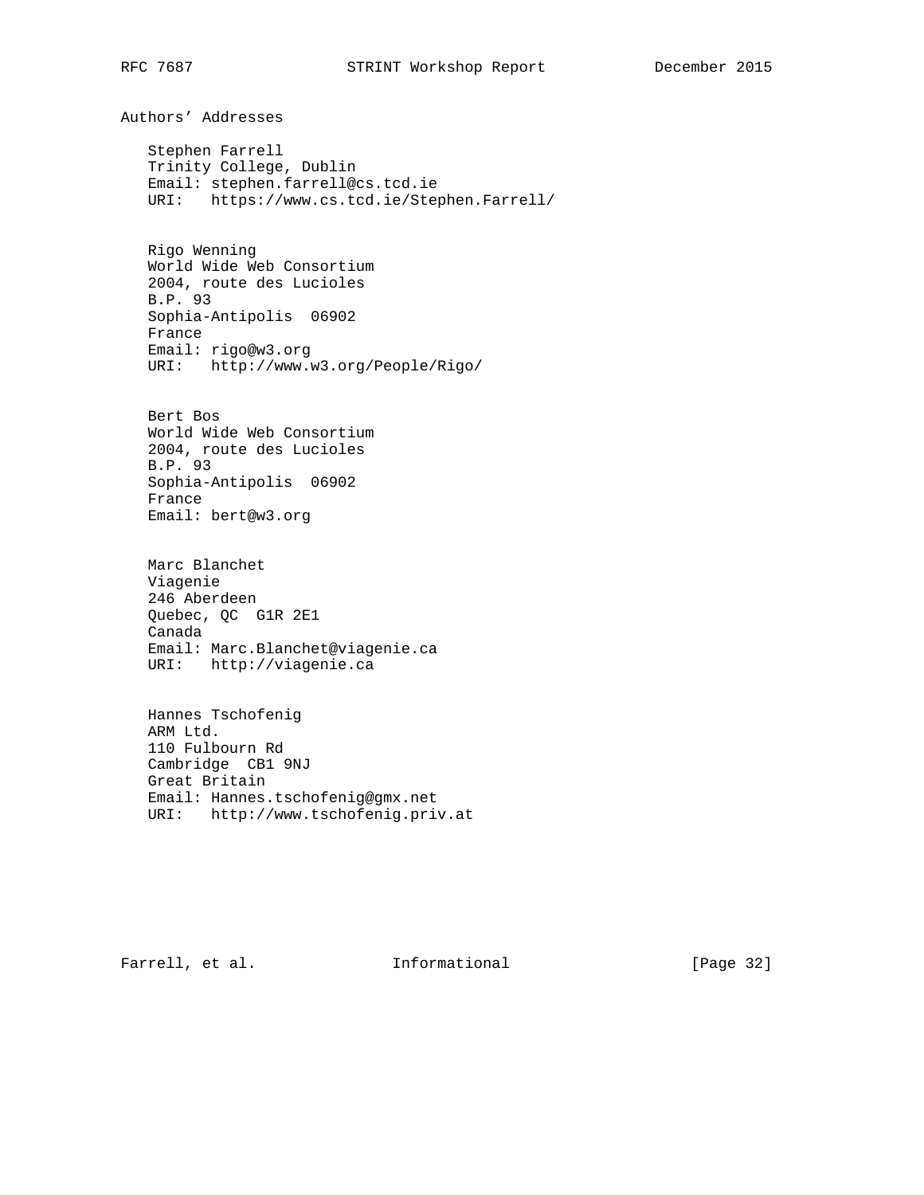## Authors' Addresses

Stephen Farrell
Trinity College, Dublin
Email: stephen.farrell@cs.tcd.ie
URI: https://www.cs.tcd.ie/Stephen.Farrell/

Rigo Wenning
World Wide Web Consortium
2004, route des Lucioles
B.P. 93
Sophia-Antipolis 06902
France
Email: rigo@w3.org
URI: http://www.w3.org/People/Rigo/

Bert Bos
World Wide Web Consortium
2004, route des Lucioles
B.P. 93
Sophia-Antipolis 06902
France
Email: bert@w3.org

Marc Blanchet
Viagenie
246 Aberdeen
Quebec, QC G1R 2E1
Canada
Email: Marc.Blanchet@viagenie.ca
URI: http://viagenie.ca

Hannes Tschofenig
ARM Ltd.
110 Fulbourn Rd
Cambridge CB1 9NJ
Great Britain
Email: Hannes.tschofenig@gmx.net
URI: http://www.tschofenig.priv.at